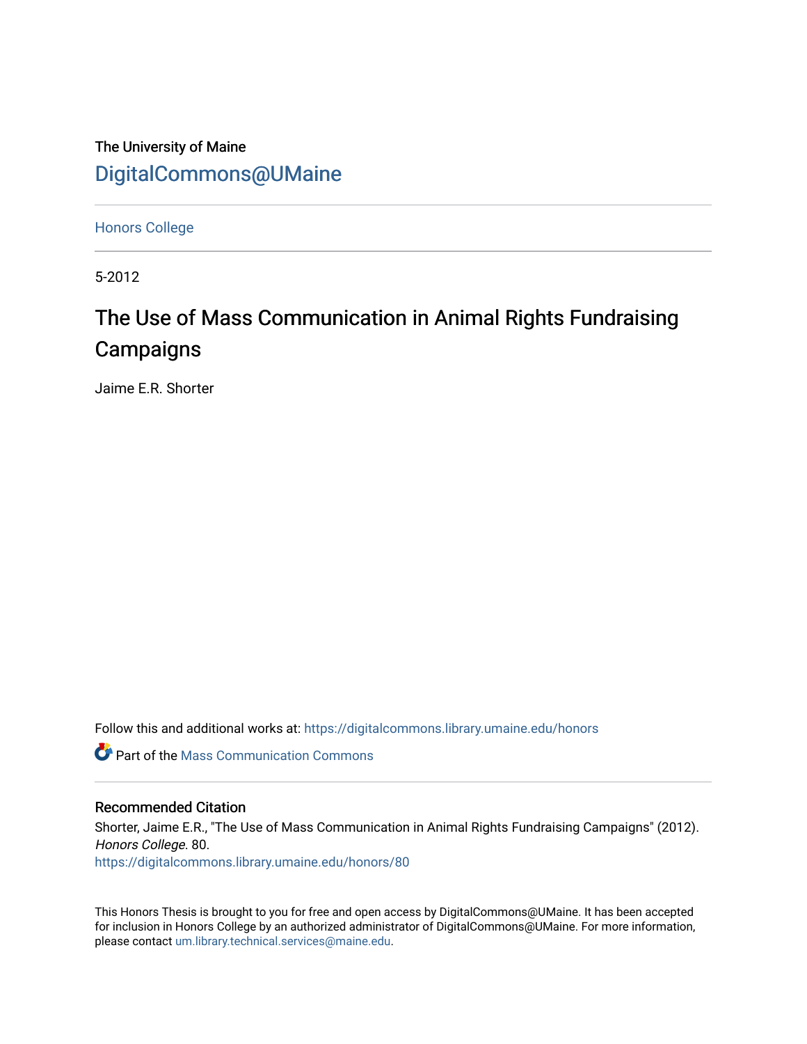The University of Maine

DigitalCommons@UMaine

Honors College

5-2012

# The Use of Mass Communication in Animal Rights Fundraising Campaigns

Jaime E.R. Shorter

Follow this and additional works at: https://digitalcommons.library.umaine.edu/honors

Part of the Mass Communication Commons

## Recommended Citation

Shorter, Jaime E.R., "The Use of Mass Communication in Animal Rights Fundraising Campaigns" (2012). *Honors College*. 80.
https://digitalcommons.library.umaine.edu/honors/80

This Honors Thesis is brought to you for free and open access by DigitalCommons@UMaine. It has been accepted for inclusion in Honors College by an authorized administrator of DigitalCommons@UMaine. For more information, please contact um.library.technical.services@maine.edu.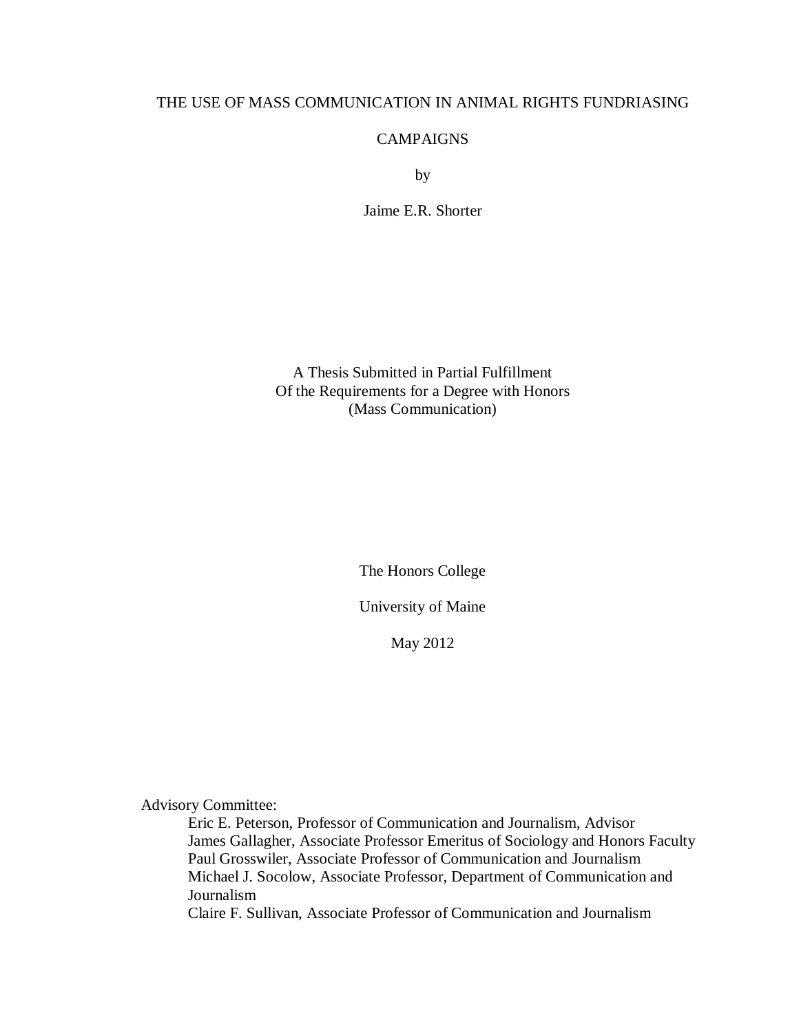# THE USE OF MASS COMMUNICATION IN ANIMAL RIGHTS FUNDRIASING CAMPAIGNS

by

Jaime E.R. Shorter

A Thesis Submitted in Partial Fulfillment
Of the Requirements for a Degree with Honors
(Mass Communication)

The Honors College

University of Maine

May 2012

Advisory Committee:

Eric E. Peterson, Professor of Communication and Journalism, Advisor
James Gallagher, Associate Professor Emeritus of Sociology and Honors Faculty
Paul Grosswiler, Associate Professor of Communication and Journalism
Michael J. Socolow, Associate Professor, Department of Communication and Journalism
Claire F. Sullivan, Associate Professor of Communication and Journalism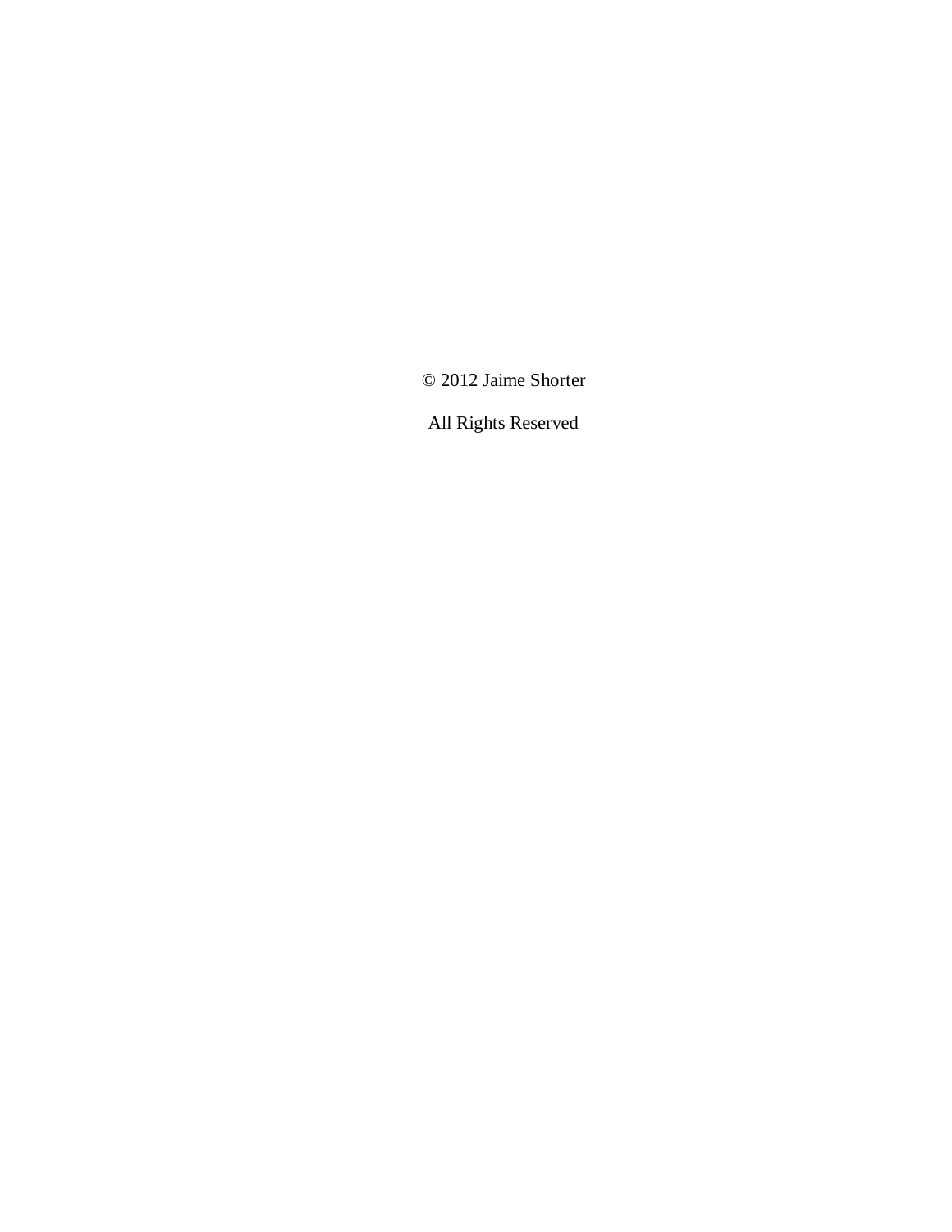© 2012 Jaime Shorter

All Rights Reserved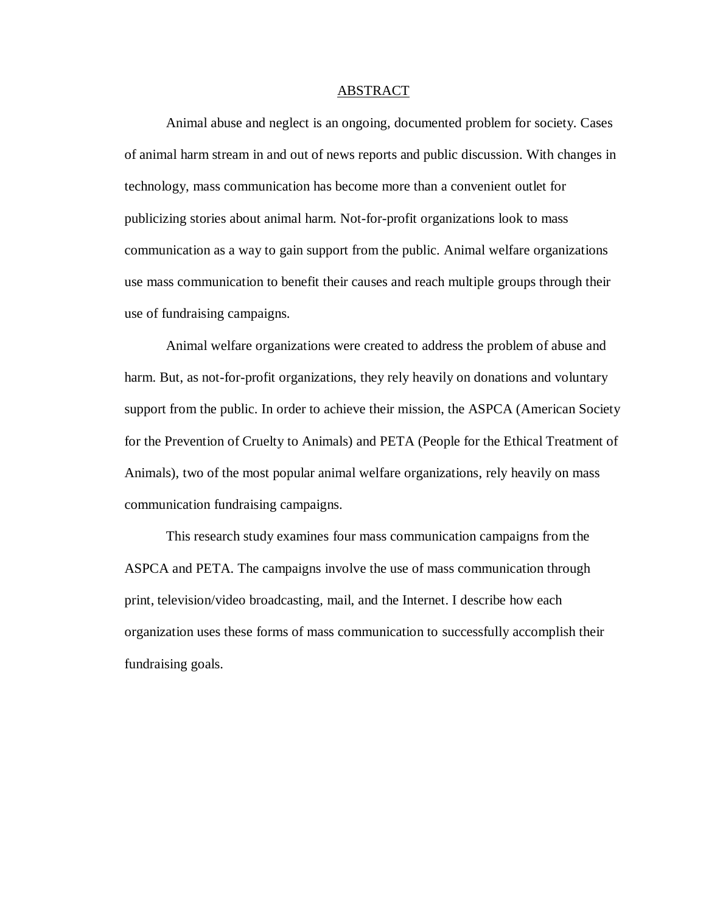# ABSTRACT

Animal abuse and neglect is an ongoing, documented problem for society. Cases of animal harm stream in and out of news reports and public discussion. With changes in technology, mass communication has become more than a convenient outlet for publicizing stories about animal harm. Not-for-profit organizations look to mass communication as a way to gain support from the public. Animal welfare organizations use mass communication to benefit their causes and reach multiple groups through their use of fundraising campaigns.

Animal welfare organizations were created to address the problem of abuse and harm. But, as not-for-profit organizations, they rely heavily on donations and voluntary support from the public. In order to achieve their mission, the ASPCA (American Society for the Prevention of Cruelty to Animals) and PETA (People for the Ethical Treatment of Animals), two of the most popular animal welfare organizations, rely heavily on mass communication fundraising campaigns.

This research study examines four mass communication campaigns from the ASPCA and PETA. The campaigns involve the use of mass communication through print, television/video broadcasting, mail, and the Internet. I describe how each organization uses these forms of mass communication to successfully accomplish their fundraising goals.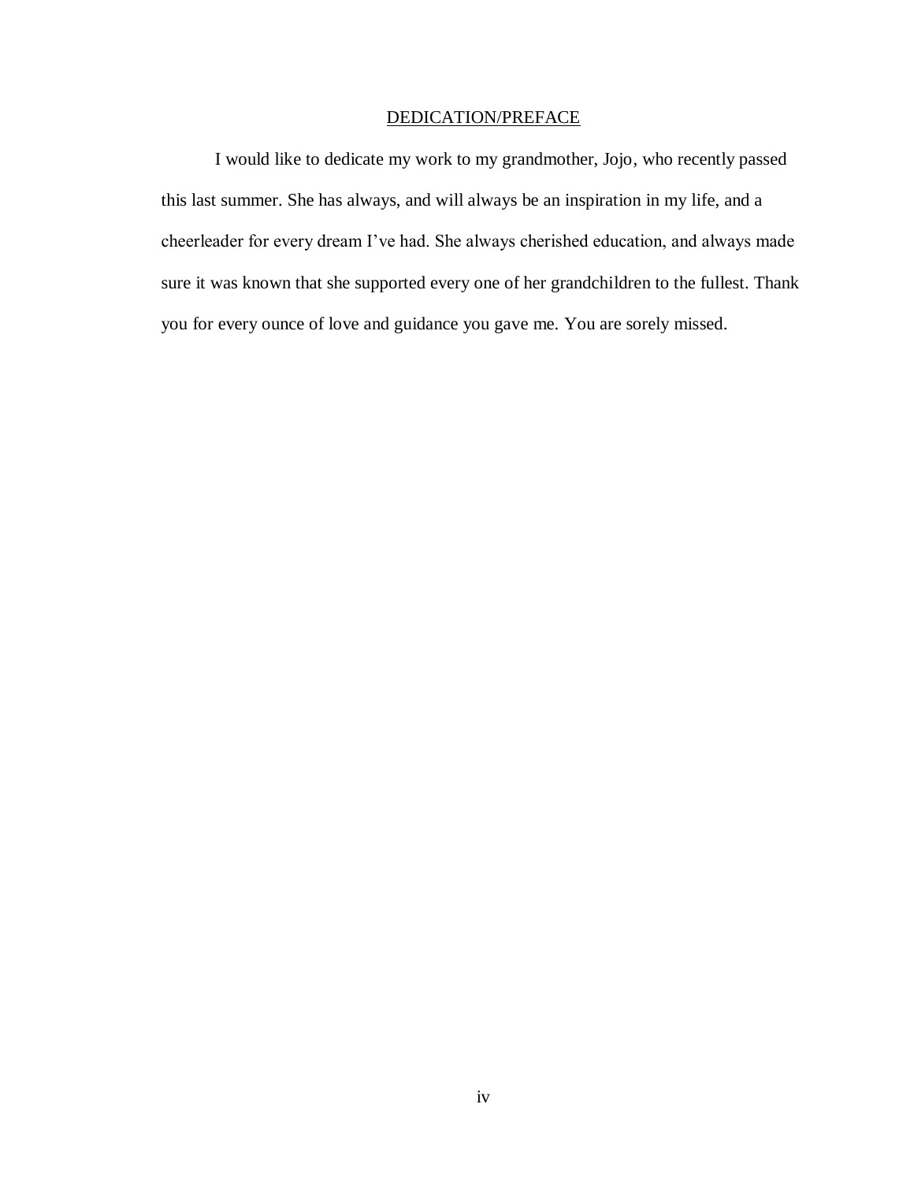## DEDICATION/PREFACE

I would like to dedicate my work to my grandmother, Jojo, who recently passed this last summer. She has always, and will always be an inspiration in my life, and a cheerleader for every dream I've had. She always cherished education, and always made sure it was known that she supported every one of her grandchildren to the fullest. Thank you for every ounce of love and guidance you gave me. You are sorely missed.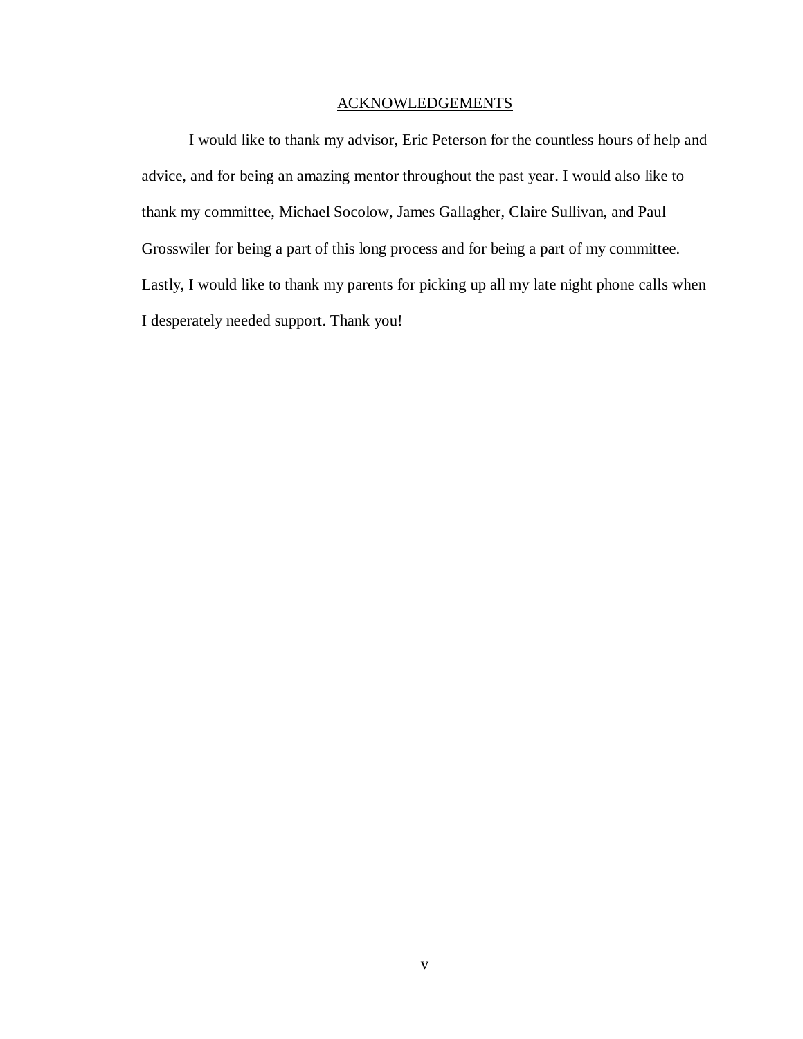## ACKNOWLEDGEMENTS

I would like to thank my advisor, Eric Peterson for the countless hours of help and advice, and for being an amazing mentor throughout the past year. I would also like to thank my committee, Michael Socolow, James Gallagher, Claire Sullivan, and Paul Grosswiler for being a part of this long process and for being a part of my committee. Lastly, I would like to thank my parents for picking up all my late night phone calls when I desperately needed support. Thank you!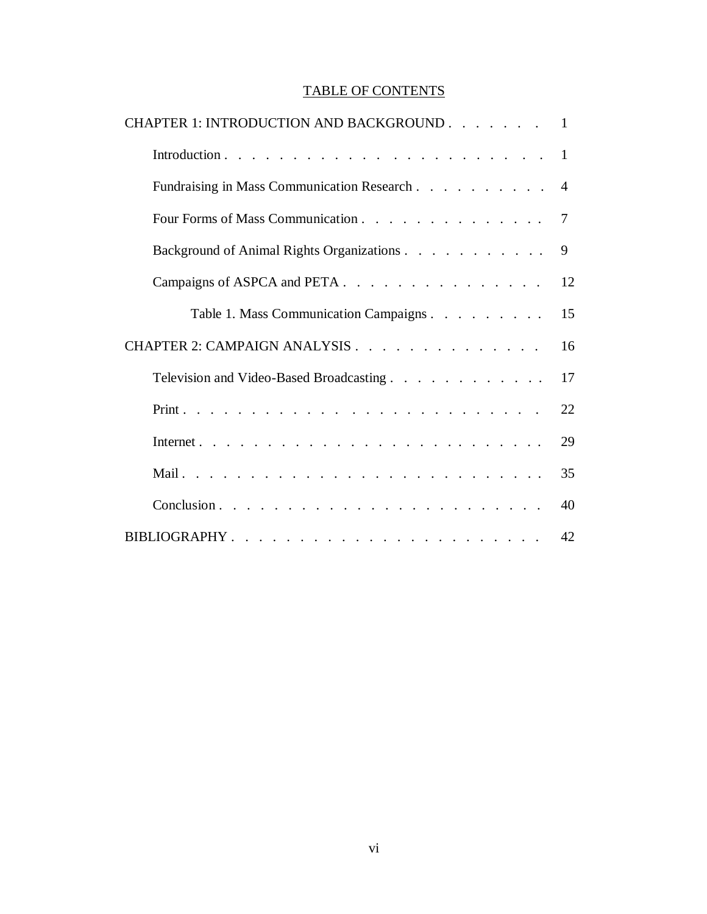# TABLE OF CONTENTS

CHAPTER 1: INTRODUCTION AND BACKGROUND . . . . . . . 1

- Introduction . . . . . . . . . . . . . . . . . . . . . . 1
- Fundraising in Mass Communication Research . . . . . . . . . . 4
- Four Forms of Mass Communication . . . . . . . . . . . . . . 7
- Background of Animal Rights Organizations . . . . . . . . . . . 9
- Campaigns of ASPCA and PETA . . . . . . . . . . . . . . . 12
  - Table 1. Mass Communication Campaigns . . . . . . . . . 15

CHAPTER 2: CAMPAIGN ANALYSIS . . . . . . . . . . . . . . . 16

- Television and Video-Based Broadcasting . . . . . . . . . . . . 17
- Print . . . . . . . . . . . . . . . . . . . . . . . . . . 22
- Internet . . . . . . . . . . . . . . . . . . . . . . . . . 29
- Mail . . . . . . . . . . . . . . . . . . . . . . . . . . 35
- Conclusion . . . . . . . . . . . . . . . . . . . . . . . 40

BIBLIOGRAPHY . . . . . . . . . . . . . . . . . . . . . . . 42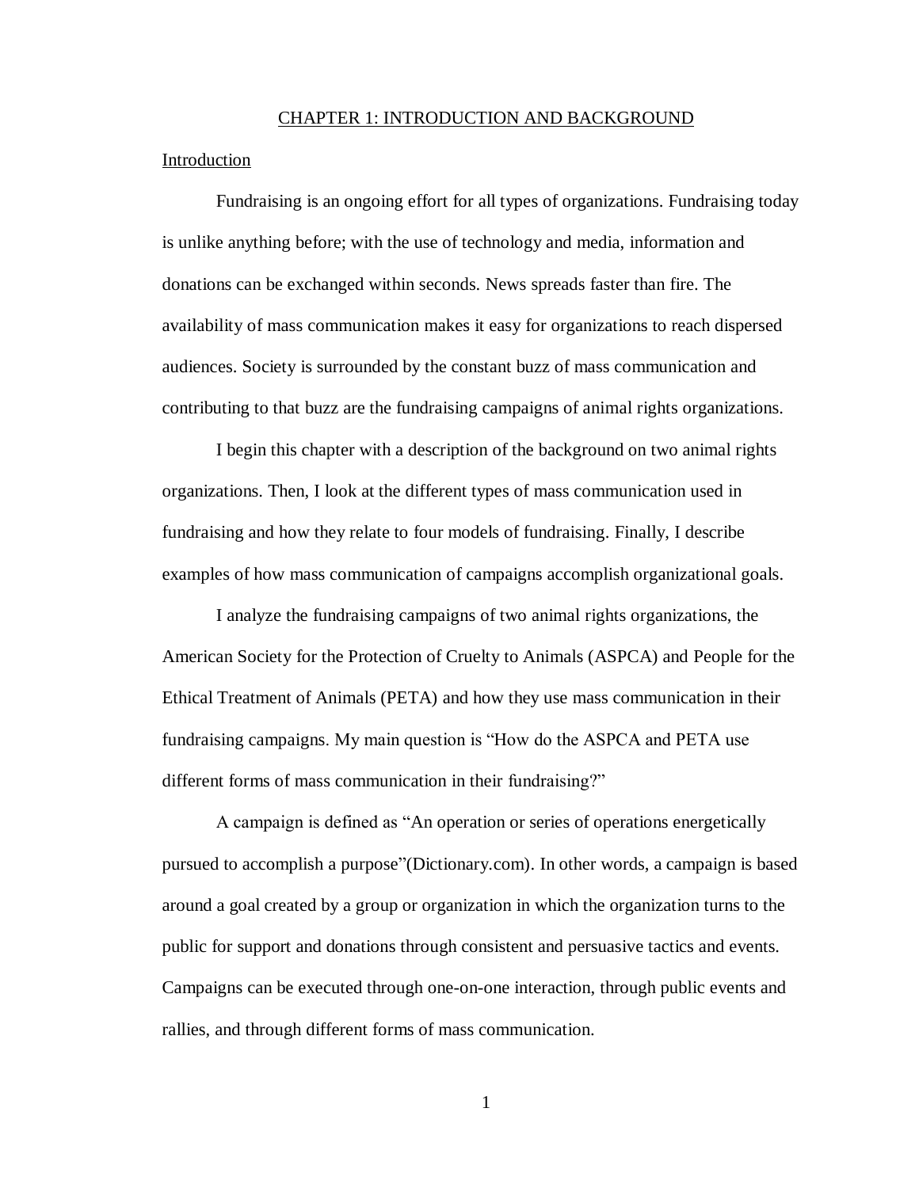# CHAPTER 1: INTRODUCTION AND BACKGROUND

## Introduction

Fundraising is an ongoing effort for all types of organizations. Fundraising today is unlike anything before; with the use of technology and media, information and donations can be exchanged within seconds. News spreads faster than fire. The availability of mass communication makes it easy for organizations to reach dispersed audiences. Society is surrounded by the constant buzz of mass communication and contributing to that buzz are the fundraising campaigns of animal rights organizations.

I begin this chapter with a description of the background on two animal rights organizations. Then, I look at the different types of mass communication used in fundraising and how they relate to four models of fundraising. Finally, I describe examples of how mass communication of campaigns accomplish organizational goals.

I analyze the fundraising campaigns of two animal rights organizations, the American Society for the Protection of Cruelty to Animals (ASPCA) and People for the Ethical Treatment of Animals (PETA) and how they use mass communication in their fundraising campaigns. My main question is "How do the ASPCA and PETA use different forms of mass communication in their fundraising?"

A campaign is defined as "An operation or series of operations energetically pursued to accomplish a purpose"(Dictionary.com). In other words, a campaign is based around a goal created by a group or organization in which the organization turns to the public for support and donations through consistent and persuasive tactics and events. Campaigns can be executed through one-on-one interaction, through public events and rallies, and through different forms of mass communication.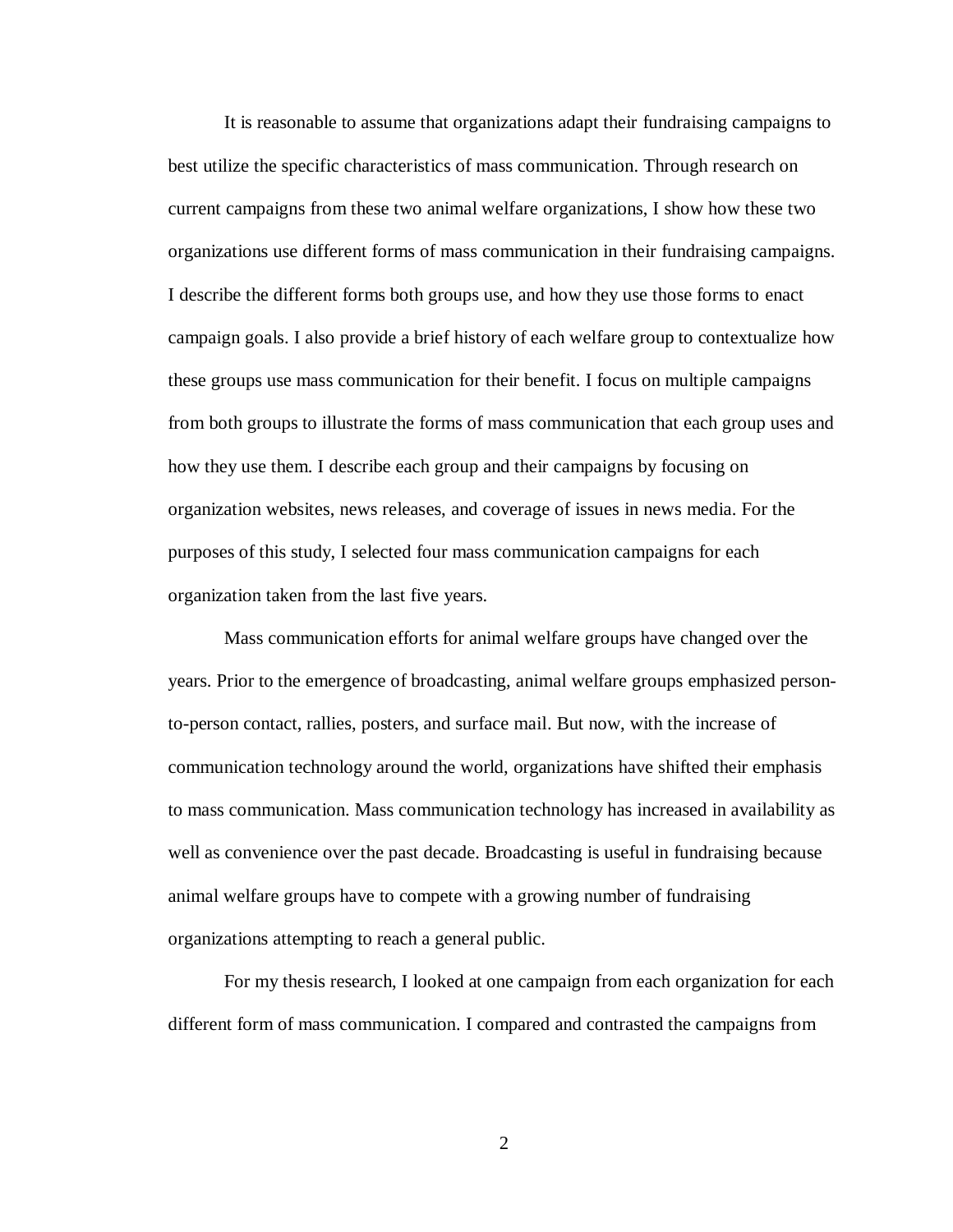It is reasonable to assume that organizations adapt their fundraising campaigns to best utilize the specific characteristics of mass communication. Through research on current campaigns from these two animal welfare organizations, I show how these two organizations use different forms of mass communication in their fundraising campaigns. I describe the different forms both groups use, and how they use those forms to enact campaign goals. I also provide a brief history of each welfare group to contextualize how these groups use mass communication for their benefit. I focus on multiple campaigns from both groups to illustrate the forms of mass communication that each group uses and how they use them. I describe each group and their campaigns by focusing on organization websites, news releases, and coverage of issues in news media. For the purposes of this study, I selected four mass communication campaigns for each organization taken from the last five years.

Mass communication efforts for animal welfare groups have changed over the years. Prior to the emergence of broadcasting, animal welfare groups emphasized person-to-person contact, rallies, posters, and surface mail. But now, with the increase of communication technology around the world, organizations have shifted their emphasis to mass communication. Mass communication technology has increased in availability as well as convenience over the past decade. Broadcasting is useful in fundraising because animal welfare groups have to compete with a growing number of fundraising organizations attempting to reach a general public.

For my thesis research, I looked at one campaign from each organization for each different form of mass communication. I compared and contrasted the campaigns from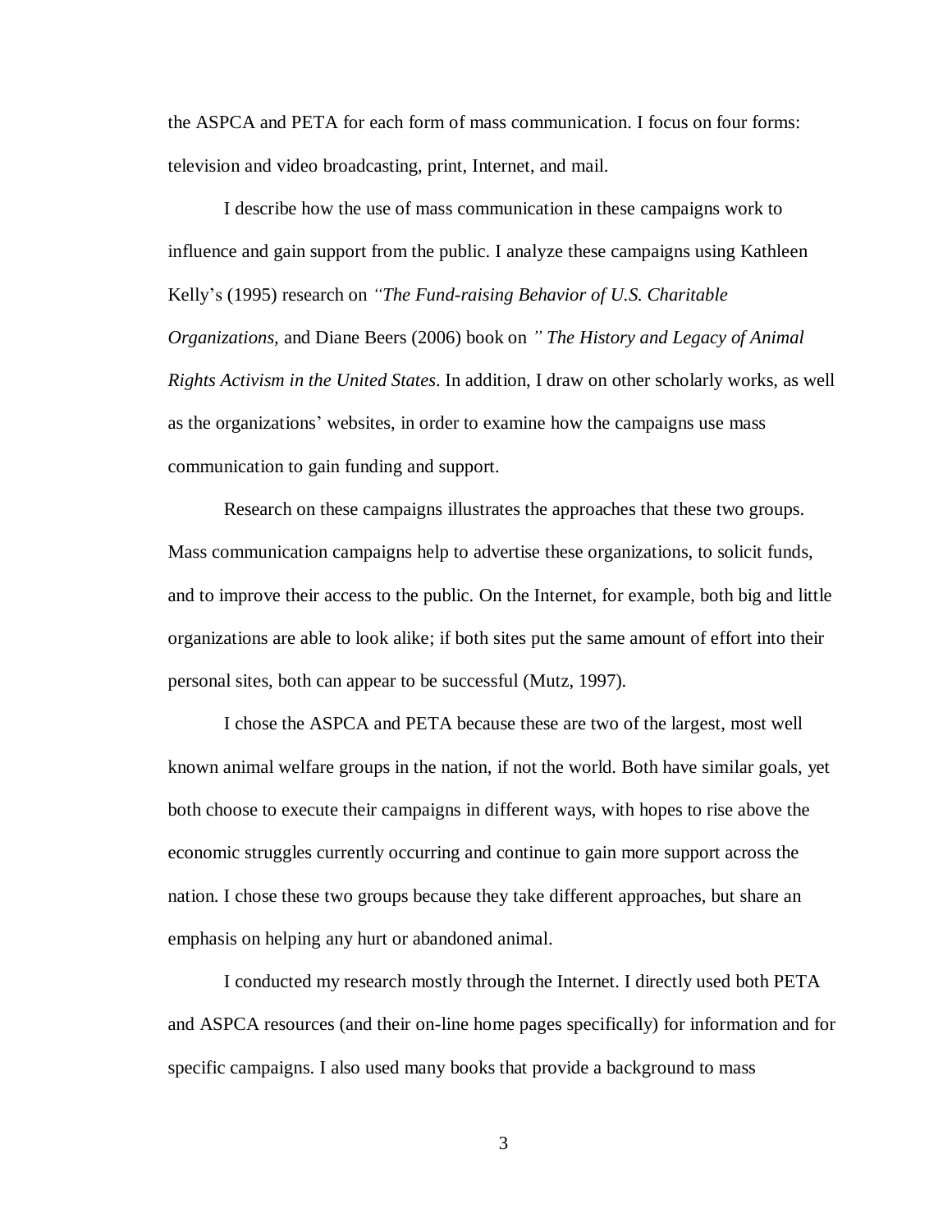the ASPCA and PETA for each form of mass communication. I focus on four forms: television and video broadcasting, print, Internet, and mail.

I describe how the use of mass communication in these campaigns work to influence and gain support from the public. I analyze these campaigns using Kathleen Kelly's (1995) research on *"The Fund-raising Behavior of U.S. Charitable Organizations*, and Diane Beers (2006) book on *" The History and Legacy of Animal Rights Activism in the United States*. In addition, I draw on other scholarly works, as well as the organizations' websites, in order to examine how the campaigns use mass communication to gain funding and support.

Research on these campaigns illustrates the approaches that these two groups. Mass communication campaigns help to advertise these organizations, to solicit funds, and to improve their access to the public. On the Internet, for example, both big and little organizations are able to look alike; if both sites put the same amount of effort into their personal sites, both can appear to be successful (Mutz, 1997).

I chose the ASPCA and PETA because these are two of the largest, most well known animal welfare groups in the nation, if not the world. Both have similar goals, yet both choose to execute their campaigns in different ways, with hopes to rise above the economic struggles currently occurring and continue to gain more support across the nation. I chose these two groups because they take different approaches, but share an emphasis on helping any hurt or abandoned animal.

I conducted my research mostly through the Internet. I directly used both PETA and ASPCA resources (and their on-line home pages specifically) for information and for specific campaigns. I also used many books that provide a background to mass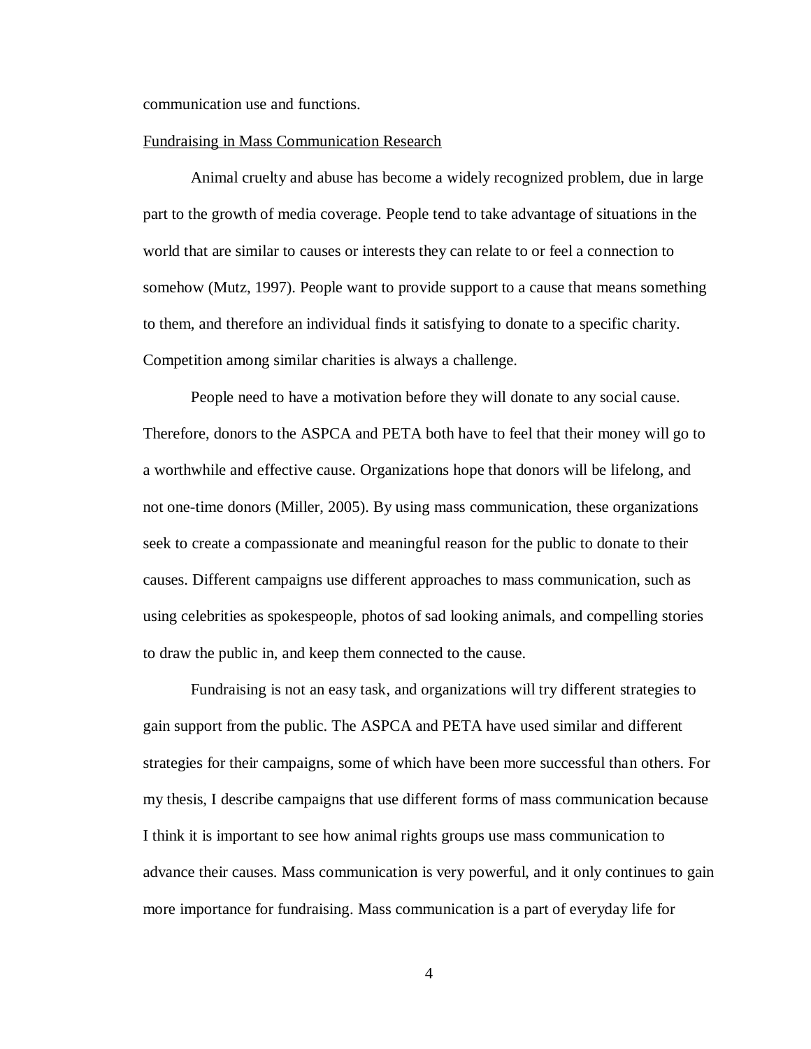communication use and functions.

Fundraising in Mass Communication Research

Animal cruelty and abuse has become a widely recognized problem, due in large part to the growth of media coverage. People tend to take advantage of situations in the world that are similar to causes or interests they can relate to or feel a connection to somehow (Mutz, 1997). People want to provide support to a cause that means something to them, and therefore an individual finds it satisfying to donate to a specific charity. Competition among similar charities is always a challenge.

People need to have a motivation before they will donate to any social cause. Therefore, donors to the ASPCA and PETA both have to feel that their money will go to a worthwhile and effective cause. Organizations hope that donors will be lifelong, and not one-time donors (Miller, 2005). By using mass communication, these organizations seek to create a compassionate and meaningful reason for the public to donate to their causes. Different campaigns use different approaches to mass communication, such as using celebrities as spokespeople, photos of sad looking animals, and compelling stories to draw the public in, and keep them connected to the cause.

Fundraising is not an easy task, and organizations will try different strategies to gain support from the public. The ASPCA and PETA have used similar and different strategies for their campaigns, some of which have been more successful than others. For my thesis, I describe campaigns that use different forms of mass communication because I think it is important to see how animal rights groups use mass communication to advance their causes. Mass communication is very powerful, and it only continues to gain more importance for fundraising. Mass communication is a part of everyday life for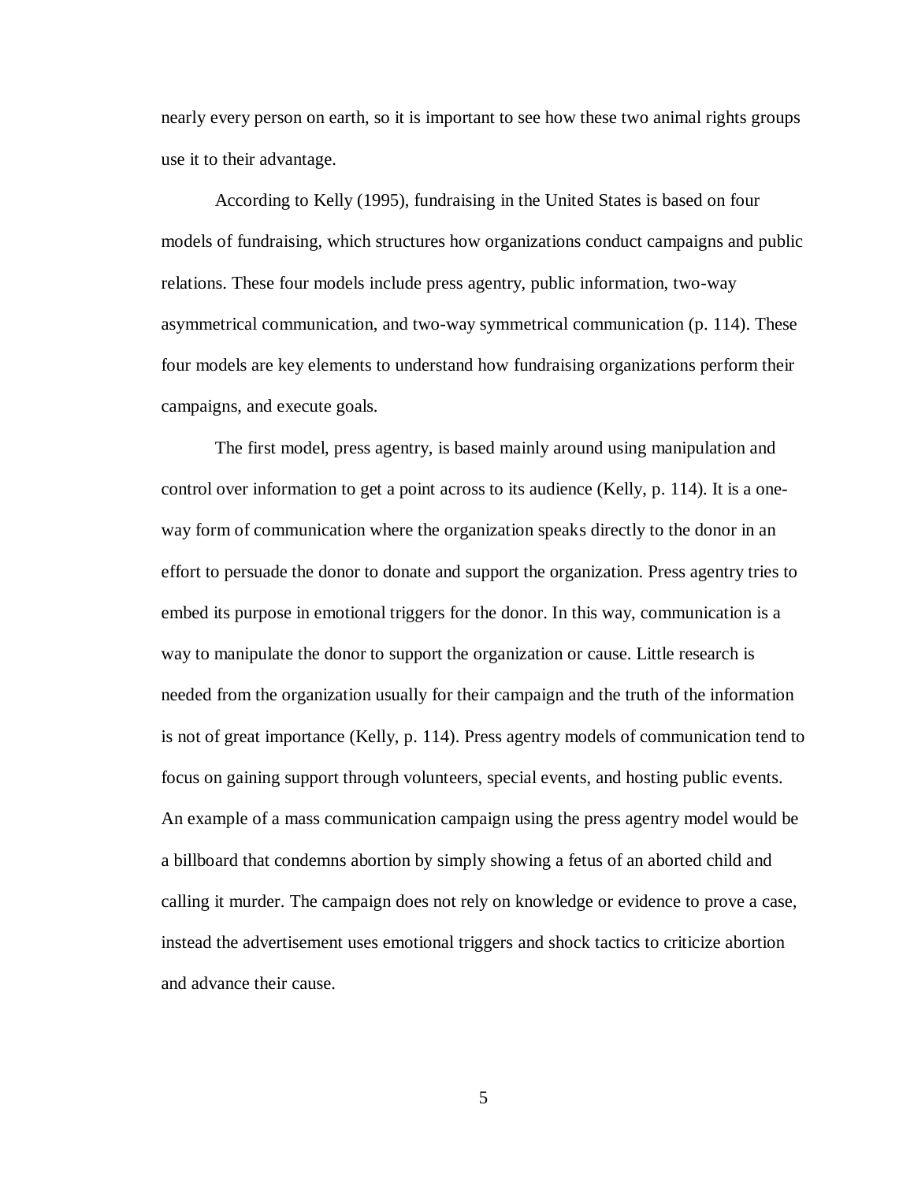nearly every person on earth, so it is important to see how these two animal rights groups use it to their advantage.

According to Kelly (1995), fundraising in the United States is based on four models of fundraising, which structures how organizations conduct campaigns and public relations. These four models include press agentry, public information, two-way asymmetrical communication, and two-way symmetrical communication (p. 114). These four models are key elements to understand how fundraising organizations perform their campaigns, and execute goals.

The first model, press agentry, is based mainly around using manipulation and control over information to get a point across to its audience (Kelly, p. 114). It is a one-way form of communication where the organization speaks directly to the donor in an effort to persuade the donor to donate and support the organization. Press agentry tries to embed its purpose in emotional triggers for the donor. In this way, communication is a way to manipulate the donor to support the organization or cause. Little research is needed from the organization usually for their campaign and the truth of the information is not of great importance (Kelly, p. 114). Press agentry models of communication tend to focus on gaining support through volunteers, special events, and hosting public events. An example of a mass communication campaign using the press agentry model would be a billboard that condemns abortion by simply showing a fetus of an aborted child and calling it murder. The campaign does not rely on knowledge or evidence to prove a case, instead the advertisement uses emotional triggers and shock tactics to criticize abortion and advance their cause.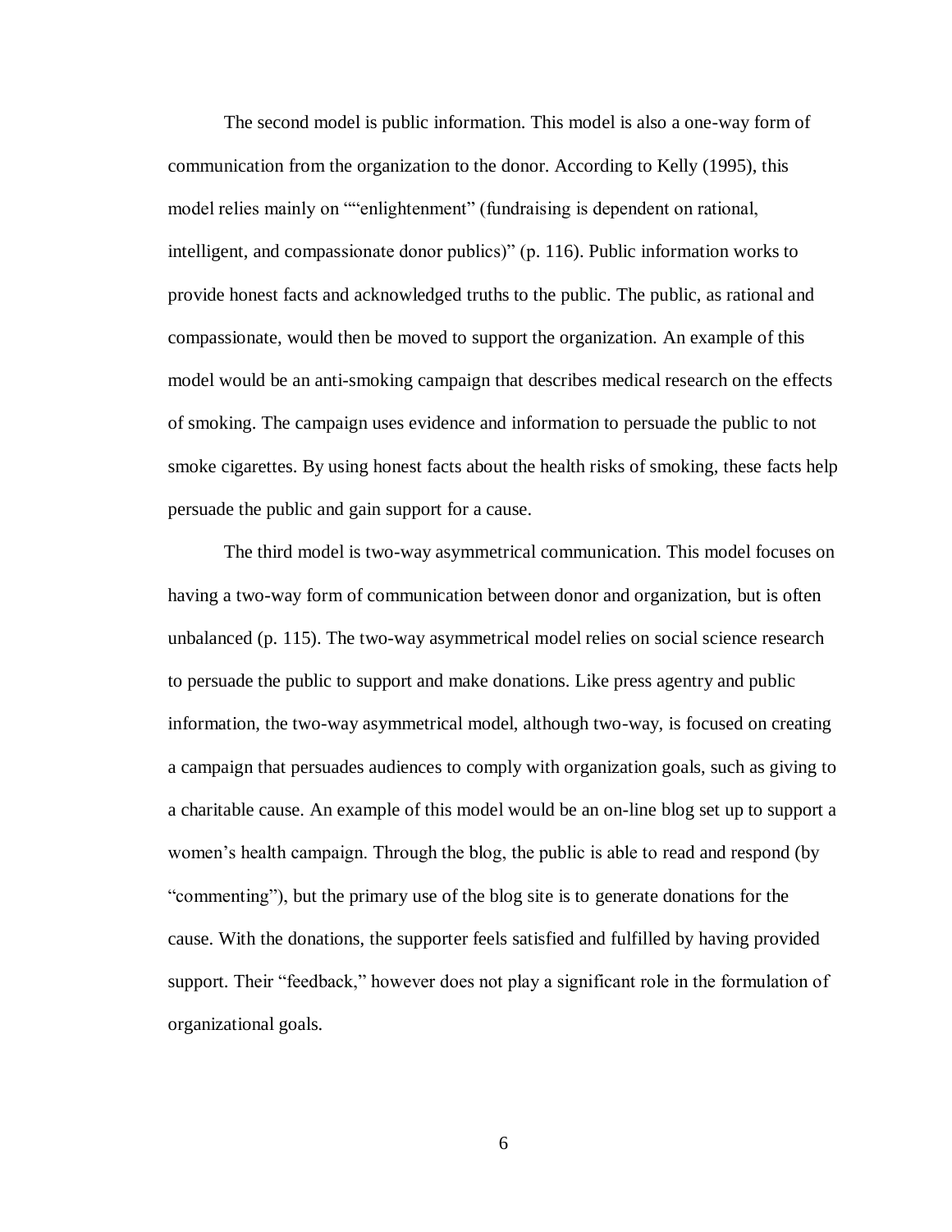The second model is public information. This model is also a one-way form of communication from the organization to the donor. According to Kelly (1995), this model relies mainly on ""enlightenment" (fundraising is dependent on rational, intelligent, and compassionate donor publics)" (p. 116). Public information works to provide honest facts and acknowledged truths to the public. The public, as rational and compassionate, would then be moved to support the organization. An example of this model would be an anti-smoking campaign that describes medical research on the effects of smoking. The campaign uses evidence and information to persuade the public to not smoke cigarettes. By using honest facts about the health risks of smoking, these facts help persuade the public and gain support for a cause.

The third model is two-way asymmetrical communication. This model focuses on having a two-way form of communication between donor and organization, but is often unbalanced (p. 115). The two-way asymmetrical model relies on social science research to persuade the public to support and make donations. Like press agentry and public information, the two-way asymmetrical model, although two-way, is focused on creating a campaign that persuades audiences to comply with organization goals, such as giving to a charitable cause. An example of this model would be an on-line blog set up to support a women's health campaign. Through the blog, the public is able to read and respond (by "commenting"), but the primary use of the blog site is to generate donations for the cause. With the donations, the supporter feels satisfied and fulfilled by having provided support. Their "feedback," however does not play a significant role in the formulation of organizational goals.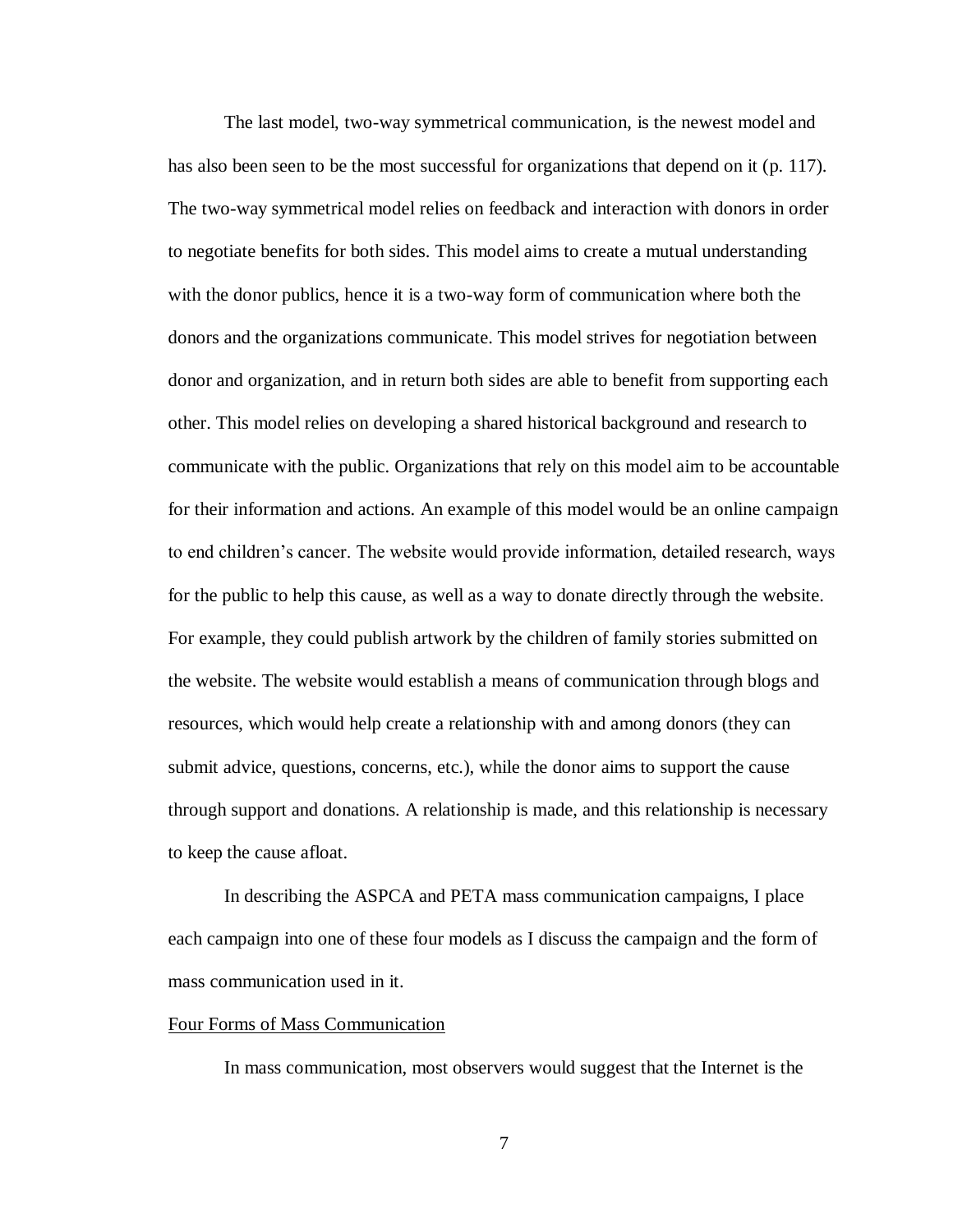The last model, two-way symmetrical communication, is the newest model and has also been seen to be the most successful for organizations that depend on it (p. 117). The two-way symmetrical model relies on feedback and interaction with donors in order to negotiate benefits for both sides. This model aims to create a mutual understanding with the donor publics, hence it is a two-way form of communication where both the donors and the organizations communicate. This model strives for negotiation between donor and organization, and in return both sides are able to benefit from supporting each other. This model relies on developing a shared historical background and research to communicate with the public. Organizations that rely on this model aim to be accountable for their information and actions. An example of this model would be an online campaign to end children's cancer. The website would provide information, detailed research, ways for the public to help this cause, as well as a way to donate directly through the website. For example, they could publish artwork by the children of family stories submitted on the website. The website would establish a means of communication through blogs and resources, which would help create a relationship with and among donors (they can submit advice, questions, concerns, etc.), while the donor aims to support the cause through support and donations. A relationship is made, and this relationship is necessary to keep the cause afloat.

In describing the ASPCA and PETA mass communication campaigns, I place each campaign into one of these four models as I discuss the campaign and the form of mass communication used in it.

## Four Forms of Mass Communication

In mass communication, most observers would suggest that the Internet is the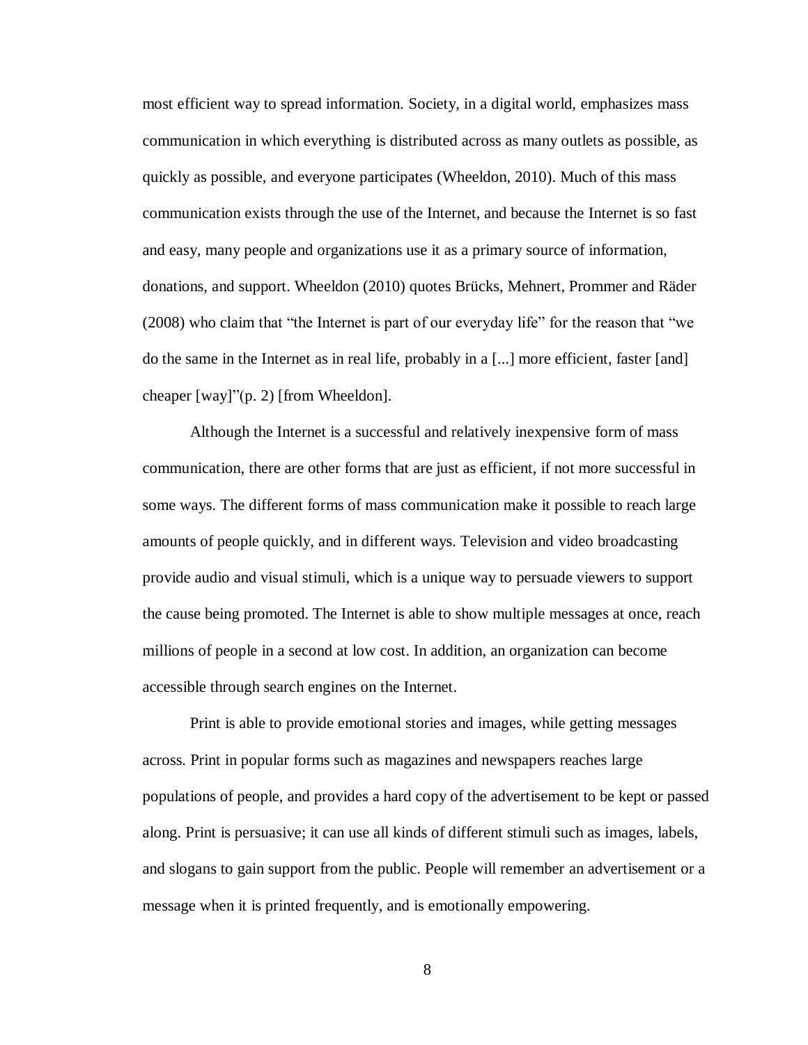most efficient way to spread information. Society, in a digital world, emphasizes mass communication in which everything is distributed across as many outlets as possible, as quickly as possible, and everyone participates (Wheeldon, 2010). Much of this mass communication exists through the use of the Internet, and because the Internet is so fast and easy, many people and organizations use it as a primary source of information, donations, and support. Wheeldon (2010) quotes Brücks, Mehnert, Prommer and Räder (2008) who claim that "the Internet is part of our everyday life" for the reason that "we do the same in the Internet as in real life, probably in a [...] more efficient, faster [and] cheaper [way]"(p. 2) [from Wheeldon].

Although the Internet is a successful and relatively inexpensive form of mass communication, there are other forms that are just as efficient, if not more successful in some ways. The different forms of mass communication make it possible to reach large amounts of people quickly, and in different ways. Television and video broadcasting provide audio and visual stimuli, which is a unique way to persuade viewers to support the cause being promoted. The Internet is able to show multiple messages at once, reach millions of people in a second at low cost. In addition, an organization can become accessible through search engines on the Internet.

Print is able to provide emotional stories and images, while getting messages across. Print in popular forms such as magazines and newspapers reaches large populations of people, and provides a hard copy of the advertisement to be kept or passed along. Print is persuasive; it can use all kinds of different stimuli such as images, labels, and slogans to gain support from the public. People will remember an advertisement or a message when it is printed frequently, and is emotionally empowering.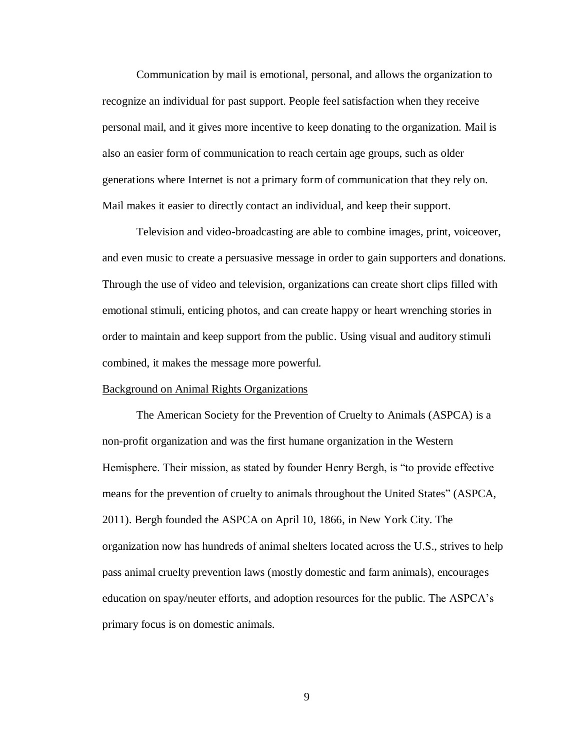Communication by mail is emotional, personal, and allows the organization to recognize an individual for past support. People feel satisfaction when they receive personal mail, and it gives more incentive to keep donating to the organization. Mail is also an easier form of communication to reach certain age groups, such as older generations where Internet is not a primary form of communication that they rely on. Mail makes it easier to directly contact an individual, and keep their support.

Television and video-broadcasting are able to combine images, print, voiceover, and even music to create a persuasive message in order to gain supporters and donations. Through the use of video and television, organizations can create short clips filled with emotional stimuli, enticing photos, and can create happy or heart wrenching stories in order to maintain and keep support from the public. Using visual and auditory stimuli combined, it makes the message more powerful.

<u>Background on Animal Rights Organizations</u>

The American Society for the Prevention of Cruelty to Animals (ASPCA) is a non-profit organization and was the first humane organization in the Western Hemisphere. Their mission, as stated by founder Henry Bergh, is "to provide effective means for the prevention of cruelty to animals throughout the United States" (ASPCA, 2011). Bergh founded the ASPCA on April 10, 1866, in New York City. The organization now has hundreds of animal shelters located across the U.S., strives to help pass animal cruelty prevention laws (mostly domestic and farm animals), encourages education on spay/neuter efforts, and adoption resources for the public. The ASPCA's primary focus is on domestic animals.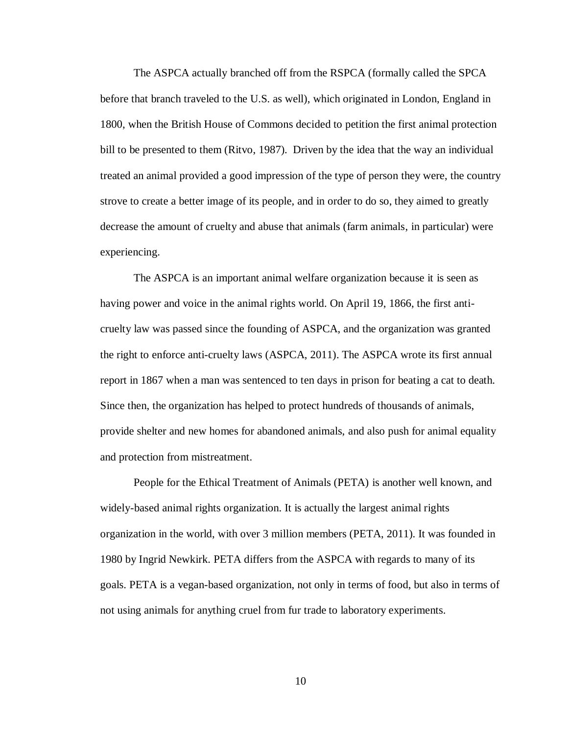The ASPCA actually branched off from the RSPCA (formally called the SPCA before that branch traveled to the U.S. as well), which originated in London, England in 1800, when the British House of Commons decided to petition the first animal protection bill to be presented to them (Ritvo, 1987). Driven by the idea that the way an individual treated an animal provided a good impression of the type of person they were, the country strove to create a better image of its people, and in order to do so, they aimed to greatly decrease the amount of cruelty and abuse that animals (farm animals, in particular) were experiencing.

The ASPCA is an important animal welfare organization because it is seen as having power and voice in the animal rights world. On April 19, 1866, the first anti-cruelty law was passed since the founding of ASPCA, and the organization was granted the right to enforce anti-cruelty laws (ASPCA, 2011). The ASPCA wrote its first annual report in 1867 when a man was sentenced to ten days in prison for beating a cat to death. Since then, the organization has helped to protect hundreds of thousands of animals, provide shelter and new homes for abandoned animals, and also push for animal equality and protection from mistreatment.

People for the Ethical Treatment of Animals (PETA) is another well known, and widely-based animal rights organization. It is actually the largest animal rights organization in the world, with over 3 million members (PETA, 2011). It was founded in 1980 by Ingrid Newkirk. PETA differs from the ASPCA with regards to many of its goals. PETA is a vegan-based organization, not only in terms of food, but also in terms of not using animals for anything cruel from fur trade to laboratory experiments.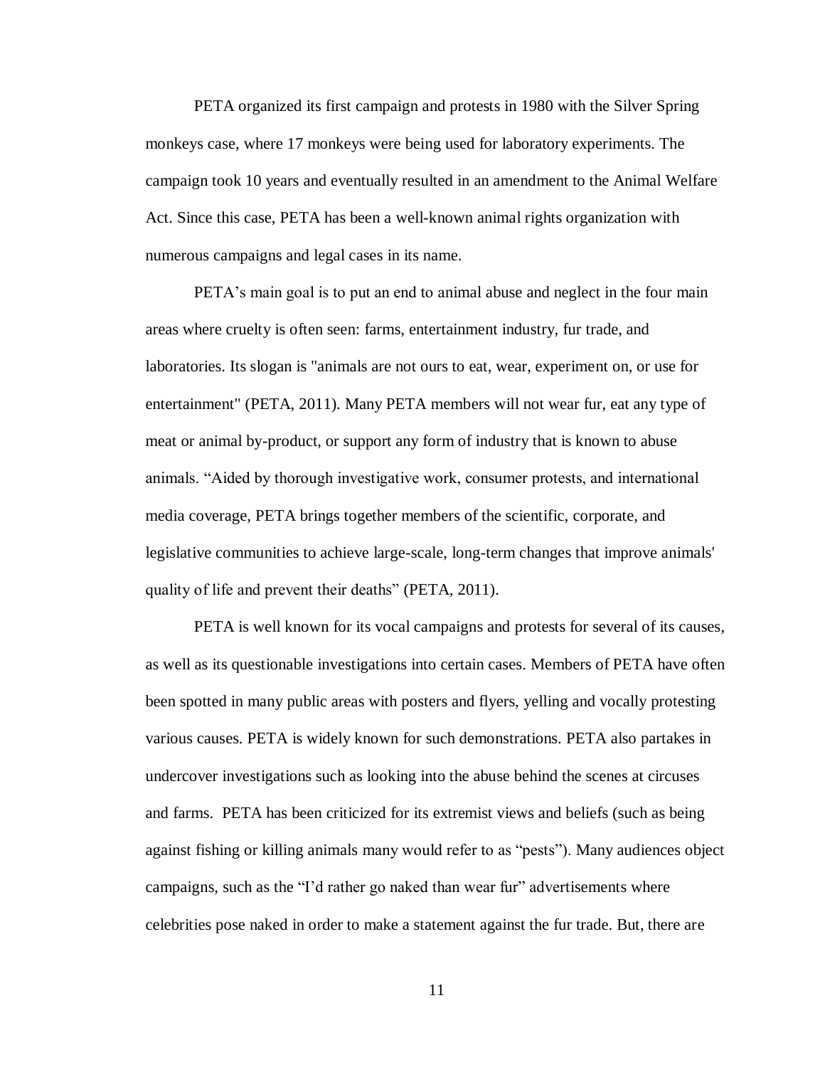PETA organized its first campaign and protests in 1980 with the Silver Spring monkeys case, where 17 monkeys were being used for laboratory experiments. The campaign took 10 years and eventually resulted in an amendment to the Animal Welfare Act. Since this case, PETA has been a well-known animal rights organization with numerous campaigns and legal cases in its name.

PETA's main goal is to put an end to animal abuse and neglect in the four main areas where cruelty is often seen: farms, entertainment industry, fur trade, and laboratories. Its slogan is "animals are not ours to eat, wear, experiment on, or use for entertainment" (PETA, 2011). Many PETA members will not wear fur, eat any type of meat or animal by-product, or support any form of industry that is known to abuse animals. "Aided by thorough investigative work, consumer protests, and international media coverage, PETA brings together members of the scientific, corporate, and legislative communities to achieve large-scale, long-term changes that improve animals' quality of life and prevent their deaths" (PETA, 2011).

PETA is well known for its vocal campaigns and protests for several of its causes, as well as its questionable investigations into certain cases. Members of PETA have often been spotted in many public areas with posters and flyers, yelling and vocally protesting various causes. PETA is widely known for such demonstrations. PETA also partakes in undercover investigations such as looking into the abuse behind the scenes at circuses and farms. PETA has been criticized for its extremist views and beliefs (such as being against fishing or killing animals many would refer to as "pests"). Many audiences object campaigns, such as the "I'd rather go naked than wear fur" advertisements where celebrities pose naked in order to make a statement against the fur trade. But, there are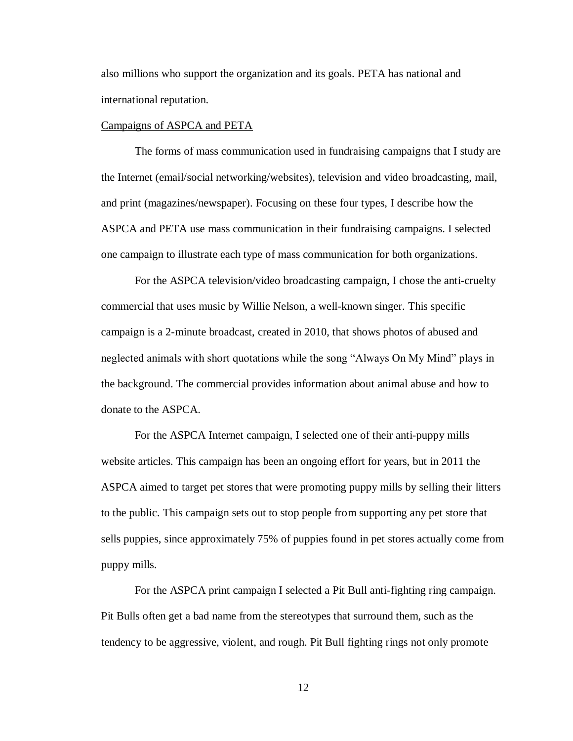also millions who support the organization and its goals. PETA has national and international reputation.

Campaigns of ASPCA and PETA

The forms of mass communication used in fundraising campaigns that I study are the Internet (email/social networking/websites), television and video broadcasting, mail, and print (magazines/newspaper). Focusing on these four types, I describe how the ASPCA and PETA use mass communication in their fundraising campaigns. I selected one campaign to illustrate each type of mass communication for both organizations.

For the ASPCA television/video broadcasting campaign, I chose the anti-cruelty commercial that uses music by Willie Nelson, a well-known singer. This specific campaign is a 2-minute broadcast, created in 2010, that shows photos of abused and neglected animals with short quotations while the song "Always On My Mind" plays in the background. The commercial provides information about animal abuse and how to donate to the ASPCA.

For the ASPCA Internet campaign, I selected one of their anti-puppy mills website articles. This campaign has been an ongoing effort for years, but in 2011 the ASPCA aimed to target pet stores that were promoting puppy mills by selling their litters to the public. This campaign sets out to stop people from supporting any pet store that sells puppies, since approximately 75% of puppies found in pet stores actually come from puppy mills.

For the ASPCA print campaign I selected a Pit Bull anti-fighting ring campaign. Pit Bulls often get a bad name from the stereotypes that surround them, such as the tendency to be aggressive, violent, and rough. Pit Bull fighting rings not only promote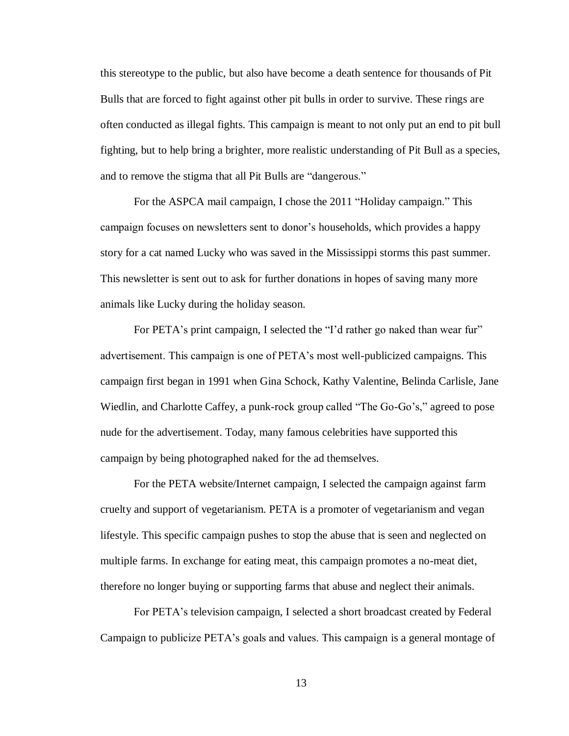this stereotype to the public, but also have become a death sentence for thousands of Pit Bulls that are forced to fight against other pit bulls in order to survive. These rings are often conducted as illegal fights. This campaign is meant to not only put an end to pit bull fighting, but to help bring a brighter, more realistic understanding of Pit Bull as a species, and to remove the stigma that all Pit Bulls are "dangerous."

For the ASPCA mail campaign, I chose the 2011 "Holiday campaign." This campaign focuses on newsletters sent to donor's households, which provides a happy story for a cat named Lucky who was saved in the Mississippi storms this past summer. This newsletter is sent out to ask for further donations in hopes of saving many more animals like Lucky during the holiday season.

For PETA's print campaign, I selected the "I'd rather go naked than wear fur" advertisement. This campaign is one of PETA's most well-publicized campaigns. This campaign first began in 1991 when Gina Schock, Kathy Valentine, Belinda Carlisle, Jane Wiedlin, and Charlotte Caffey, a punk-rock group called "The Go-Go's," agreed to pose nude for the advertisement. Today, many famous celebrities have supported this campaign by being photographed naked for the ad themselves.

For the PETA website/Internet campaign, I selected the campaign against farm cruelty and support of vegetarianism. PETA is a promoter of vegetarianism and vegan lifestyle. This specific campaign pushes to stop the abuse that is seen and neglected on multiple farms. In exchange for eating meat, this campaign promotes a no-meat diet, therefore no longer buying or supporting farms that abuse and neglect their animals.

For PETA's television campaign, I selected a short broadcast created by Federal Campaign to publicize PETA's goals and values. This campaign is a general montage of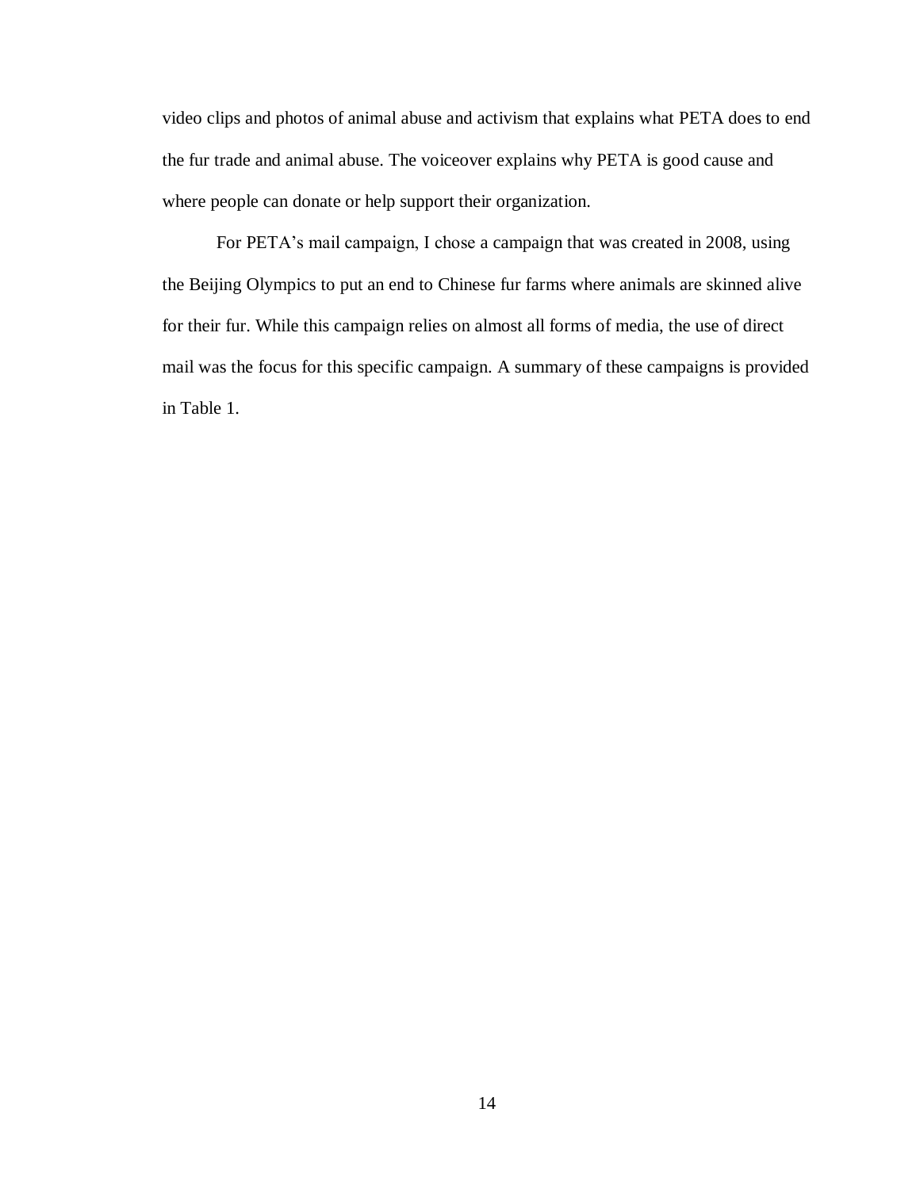video clips and photos of animal abuse and activism that explains what PETA does to end the fur trade and animal abuse. The voiceover explains why PETA is good cause and where people can donate or help support their organization.

For PETA's mail campaign, I chose a campaign that was created in 2008, using the Beijing Olympics to put an end to Chinese fur farms where animals are skinned alive for their fur. While this campaign relies on almost all forms of media, the use of direct mail was the focus for this specific campaign. A summary of these campaigns is provided in Table 1.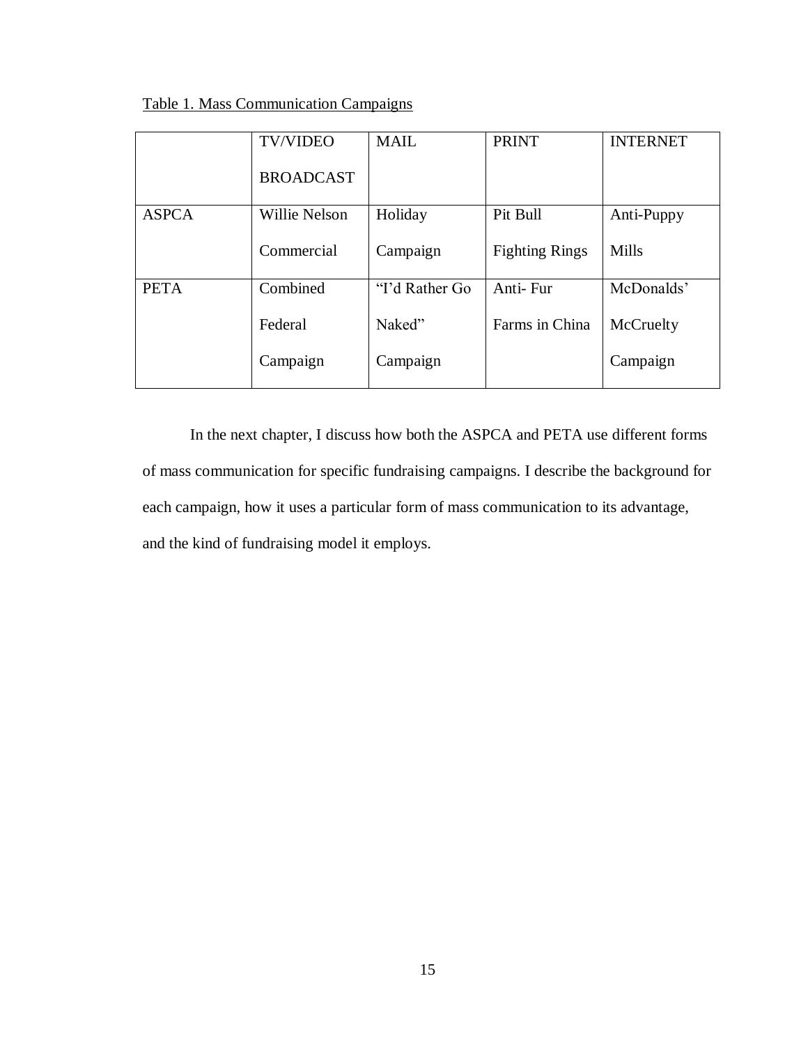Table 1. Mass Communication Campaigns

| | TV/VIDEO BROADCAST | MAIL | PRINT | INTERNET |
|---|---|---|---|---|
| ASPCA | Willie Nelson Commercial | Holiday Campaign | Pit Bull Fighting Rings | Anti-Puppy Mills |
| PETA | Combined Federal Campaign | "I'd Rather Go Naked" Campaign | Anti- Fur Farms in China | McDonalds' McCruelty Campaign |

In the next chapter, I discuss how both the ASPCA and PETA use different forms of mass communication for specific fundraising campaigns. I describe the background for each campaign, how it uses a particular form of mass communication to its advantage, and the kind of fundraising model it employs.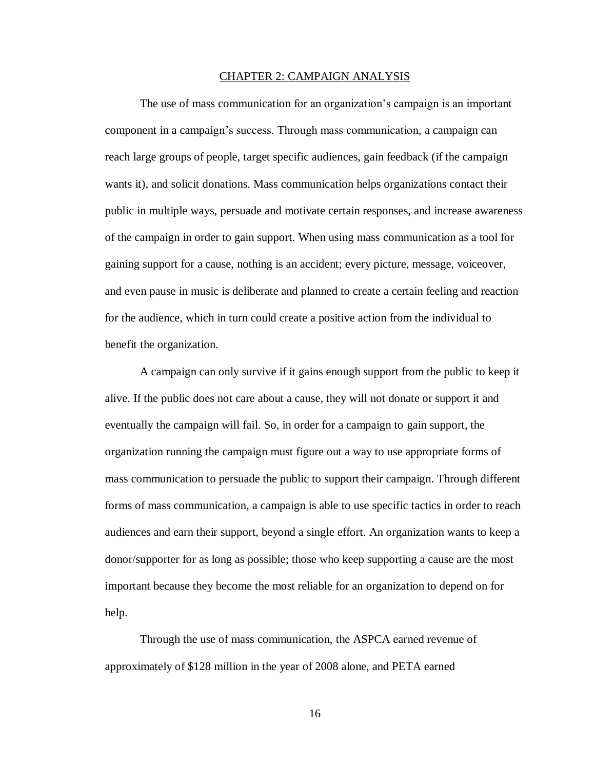# CHAPTER 2: CAMPAIGN ANALYSIS

The use of mass communication for an organization's campaign is an important component in a campaign's success. Through mass communication, a campaign can reach large groups of people, target specific audiences, gain feedback (if the campaign wants it), and solicit donations. Mass communication helps organizations contact their public in multiple ways, persuade and motivate certain responses, and increase awareness of the campaign in order to gain support. When using mass communication as a tool for gaining support for a cause, nothing is an accident; every picture, message, voiceover, and even pause in music is deliberate and planned to create a certain feeling and reaction for the audience, which in turn could create a positive action from the individual to benefit the organization.

A campaign can only survive if it gains enough support from the public to keep it alive. If the public does not care about a cause, they will not donate or support it and eventually the campaign will fail. So, in order for a campaign to gain support, the organization running the campaign must figure out a way to use appropriate forms of mass communication to persuade the public to support their campaign. Through different forms of mass communication, a campaign is able to use specific tactics in order to reach audiences and earn their support, beyond a single effort. An organization wants to keep a donor/supporter for as long as possible; those who keep supporting a cause are the most important because they become the most reliable for an organization to depend on for help.

Through the use of mass communication, the ASPCA earned revenue of approximately of $128 million in the year of 2008 alone, and PETA earned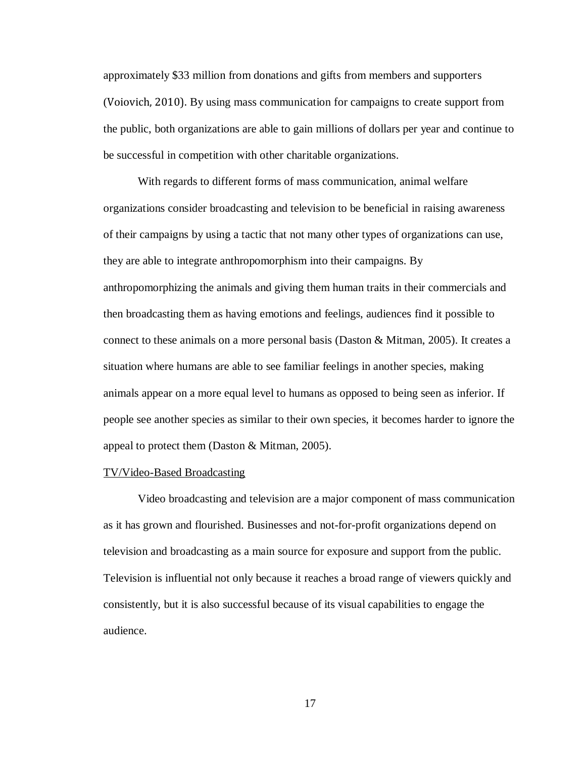approximately $33 million from donations and gifts from members and supporters (Voiovich, 2010). By using mass communication for campaigns to create support from the public, both organizations are able to gain millions of dollars per year and continue to be successful in competition with other charitable organizations.

With regards to different forms of mass communication, animal welfare organizations consider broadcasting and television to be beneficial in raising awareness of their campaigns by using a tactic that not many other types of organizations can use, they are able to integrate anthropomorphism into their campaigns. By anthropomorphizing the animals and giving them human traits in their commercials and then broadcasting them as having emotions and feelings, audiences find it possible to connect to these animals on a more personal basis (Daston & Mitman, 2005). It creates a situation where humans are able to see familiar feelings in another species, making animals appear on a more equal level to humans as opposed to being seen as inferior. If people see another species as similar to their own species, it becomes harder to ignore the appeal to protect them (Daston & Mitman, 2005).

<u>TV/Video-Based Broadcasting</u>

Video broadcasting and television are a major component of mass communication as it has grown and flourished. Businesses and not-for-profit organizations depend on television and broadcasting as a main source for exposure and support from the public. Television is influential not only because it reaches a broad range of viewers quickly and consistently, but it is also successful because of its visual capabilities to engage the audience.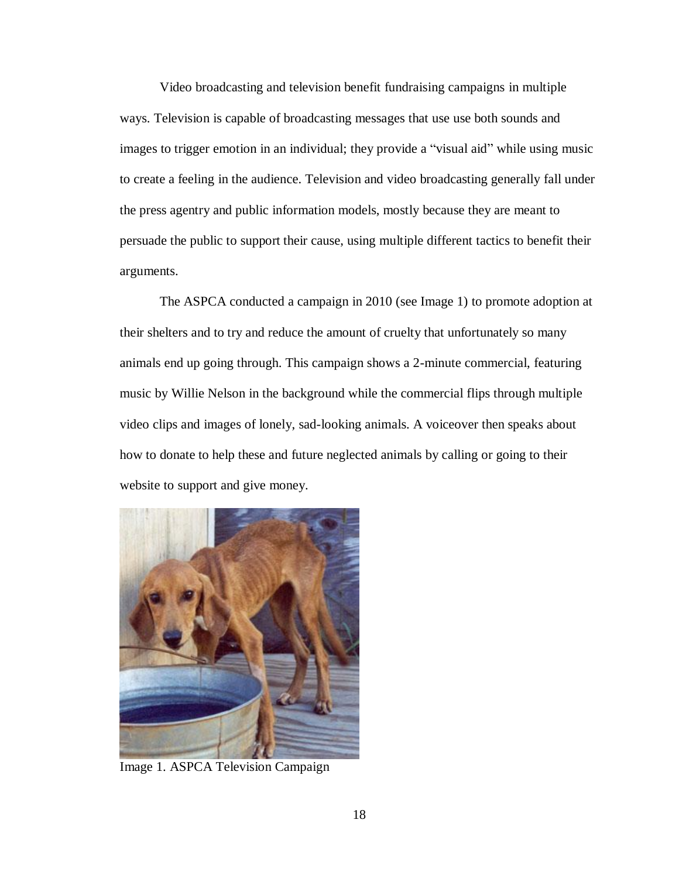Video broadcasting and television benefit fundraising campaigns in multiple ways. Television is capable of broadcasting messages that use use both sounds and images to trigger emotion in an individual; they provide a "visual aid" while using music to create a feeling in the audience. Television and video broadcasting generally fall under the press agentry and public information models, mostly because they are meant to persuade the public to support their cause, using multiple different tactics to benefit their arguments.

The ASPCA conducted a campaign in 2010 (see Image 1) to promote adoption at their shelters and to try and reduce the amount of cruelty that unfortunately so many animals end up going through. This campaign shows a 2-minute commercial, featuring music by Willie Nelson in the background while the commercial flips through multiple video clips and images of lonely, sad-looking animals. A voiceover then speaks about how to donate to help these and future neglected animals by calling or going to their website to support and give money.

Image 1. ASPCA Television Campaign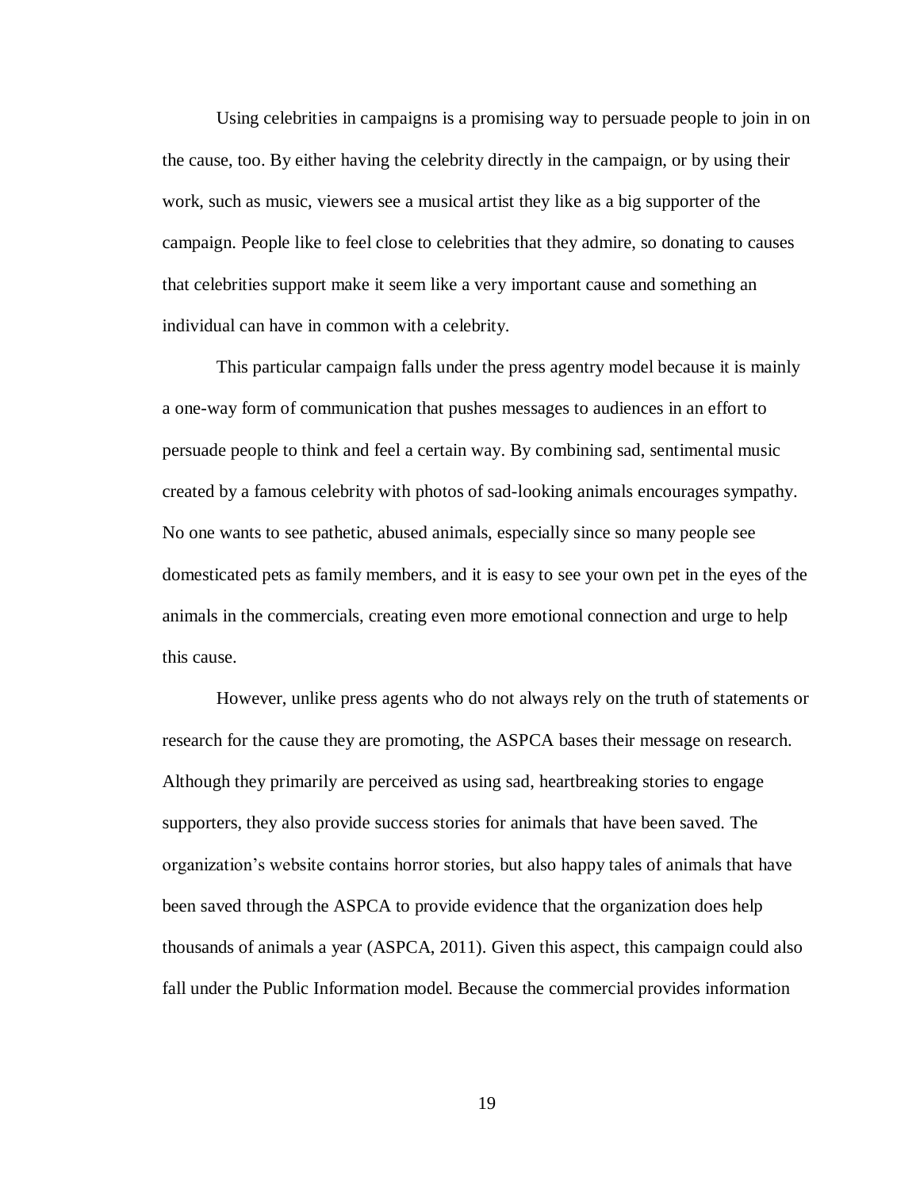Using celebrities in campaigns is a promising way to persuade people to join in on the cause, too. By either having the celebrity directly in the campaign, or by using their work, such as music, viewers see a musical artist they like as a big supporter of the campaign. People like to feel close to celebrities that they admire, so donating to causes that celebrities support make it seem like a very important cause and something an individual can have in common with a celebrity.

This particular campaign falls under the press agentry model because it is mainly a one-way form of communication that pushes messages to audiences in an effort to persuade people to think and feel a certain way. By combining sad, sentimental music created by a famous celebrity with photos of sad-looking animals encourages sympathy. No one wants to see pathetic, abused animals, especially since so many people see domesticated pets as family members, and it is easy to see your own pet in the eyes of the animals in the commercials, creating even more emotional connection and urge to help this cause.

However, unlike press agents who do not always rely on the truth of statements or research for the cause they are promoting, the ASPCA bases their message on research. Although they primarily are perceived as using sad, heartbreaking stories to engage supporters, they also provide success stories for animals that have been saved. The organization's website contains horror stories, but also happy tales of animals that have been saved through the ASPCA to provide evidence that the organization does help thousands of animals a year (ASPCA, 2011). Given this aspect, this campaign could also fall under the Public Information model. Because the commercial provides information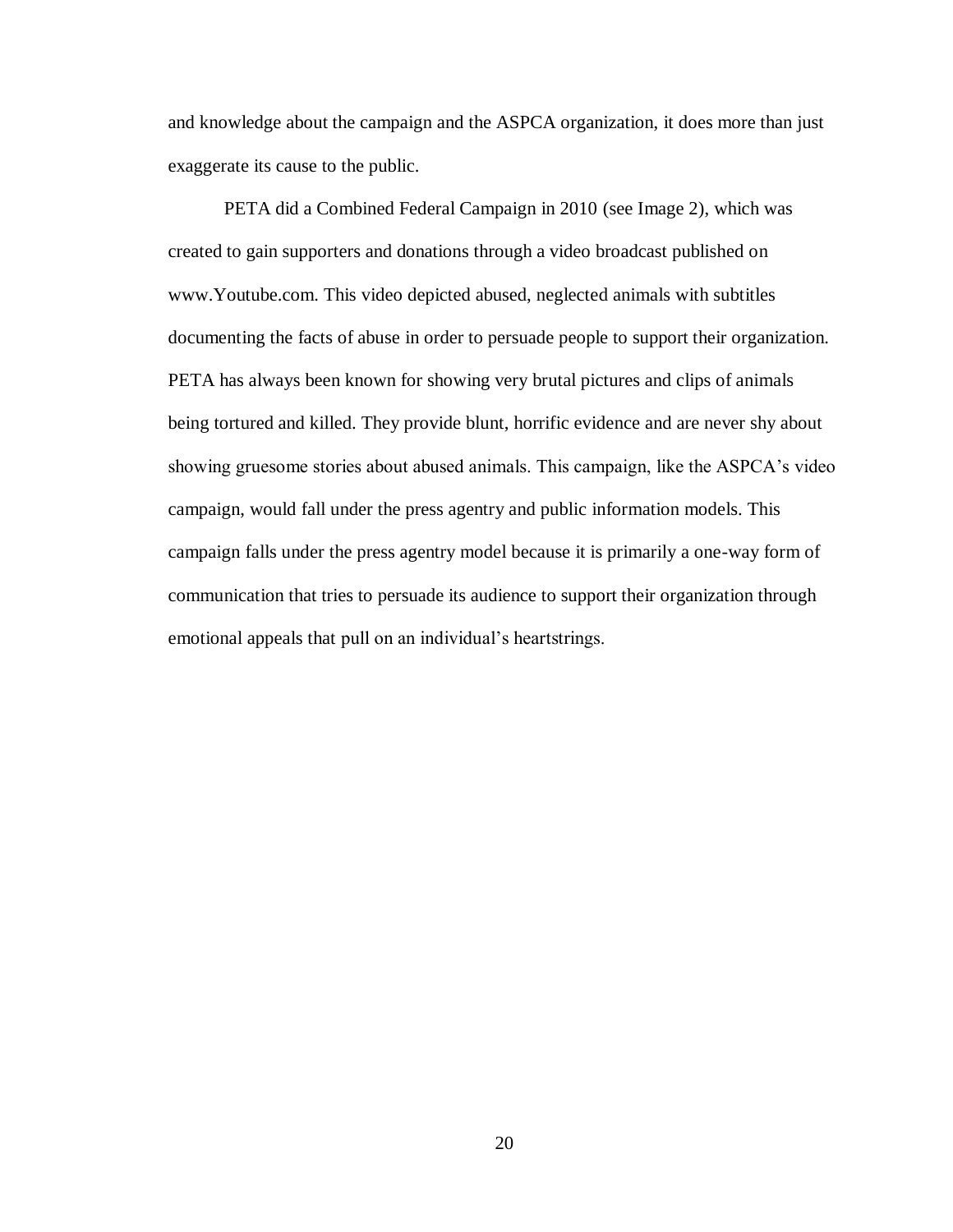and knowledge about the campaign and the ASPCA organization, it does more than just exaggerate its cause to the public.

PETA did a Combined Federal Campaign in 2010 (see Image 2), which was created to gain supporters and donations through a video broadcast published on www.Youtube.com. This video depicted abused, neglected animals with subtitles documenting the facts of abuse in order to persuade people to support their organization. PETA has always been known for showing very brutal pictures and clips of animals being tortured and killed. They provide blunt, horrific evidence and are never shy about showing gruesome stories about abused animals. This campaign, like the ASPCA's video campaign, would fall under the press agentry and public information models. This campaign falls under the press agentry model because it is primarily a one-way form of communication that tries to persuade its audience to support their organization through emotional appeals that pull on an individual's heartstrings.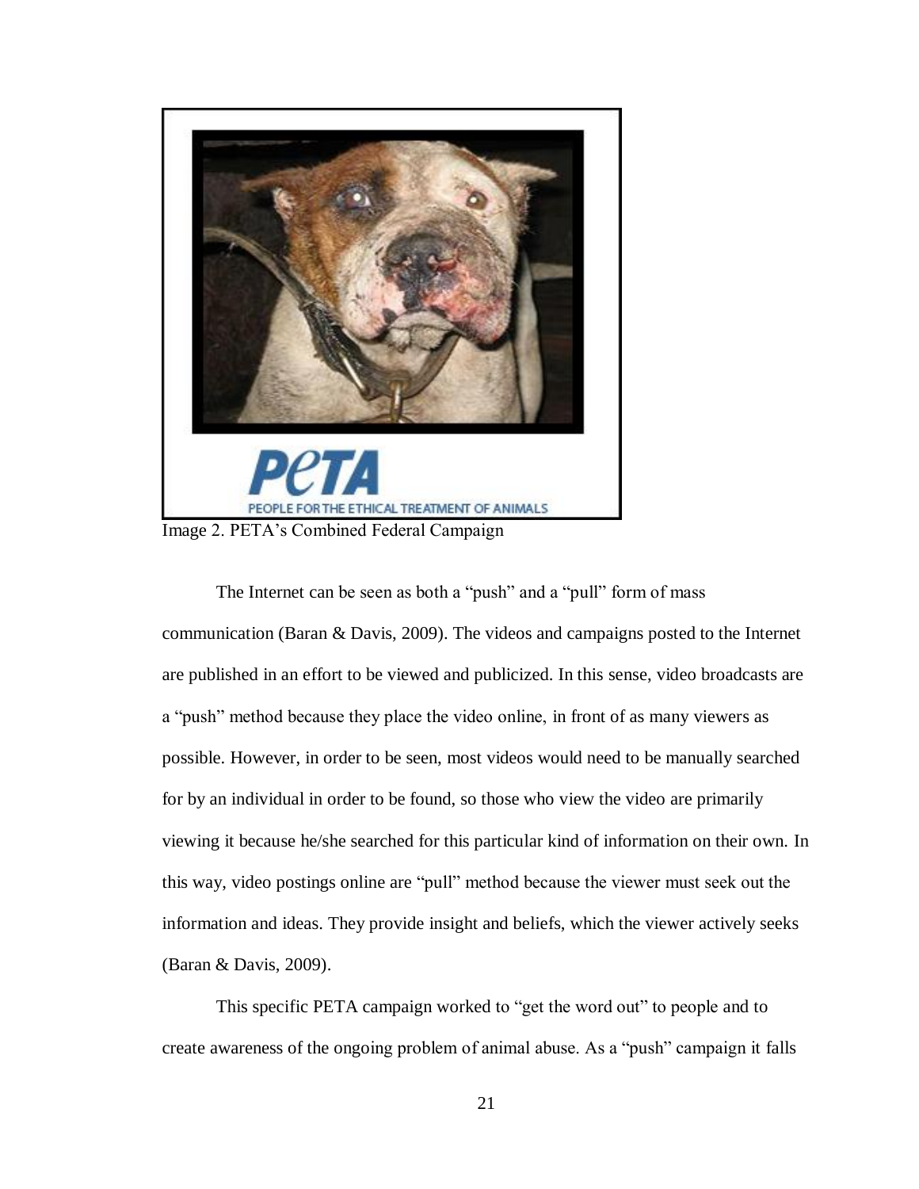Image 2. PETA's Combined Federal Campaign

The Internet can be seen as both a "push" and a "pull" form of mass communication (Baran & Davis, 2009). The videos and campaigns posted to the Internet are published in an effort to be viewed and publicized. In this sense, video broadcasts are a "push" method because they place the video online, in front of as many viewers as possible. However, in order to be seen, most videos would need to be manually searched for by an individual in order to be found, so those who view the video are primarily viewing it because he/she searched for this particular kind of information on their own. In this way, video postings online are "pull" method because the viewer must seek out the information and ideas. They provide insight and beliefs, which the viewer actively seeks (Baran & Davis, 2009).

This specific PETA campaign worked to "get the word out" to people and to create awareness of the ongoing problem of animal abuse. As a "push" campaign it falls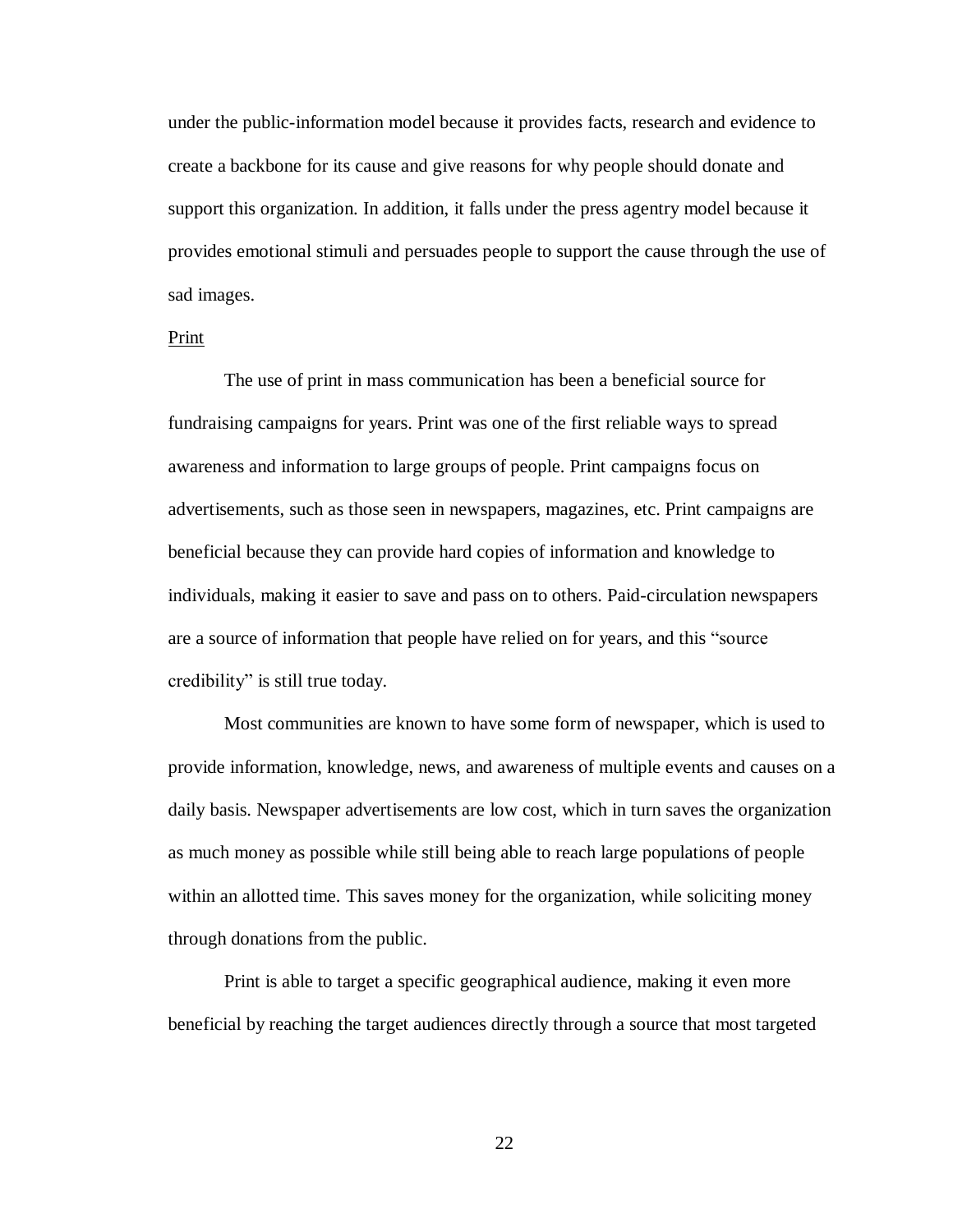under the public-information model because it provides facts, research and evidence to create a backbone for its cause and give reasons for why people should donate and support this organization. In addition, it falls under the press agentry model because it provides emotional stimuli and persuades people to support the cause through the use of sad images.

<u>Print</u>

The use of print in mass communication has been a beneficial source for fundraising campaigns for years. Print was one of the first reliable ways to spread awareness and information to large groups of people. Print campaigns focus on advertisements, such as those seen in newspapers, magazines, etc. Print campaigns are beneficial because they can provide hard copies of information and knowledge to individuals, making it easier to save and pass on to others. Paid-circulation newspapers are a source of information that people have relied on for years, and this "source credibility" is still true today.

Most communities are known to have some form of newspaper, which is used to provide information, knowledge, news, and awareness of multiple events and causes on a daily basis. Newspaper advertisements are low cost, which in turn saves the organization as much money as possible while still being able to reach large populations of people within an allotted time. This saves money for the organization, while soliciting money through donations from the public.

Print is able to target a specific geographical audience, making it even more beneficial by reaching the target audiences directly through a source that most targeted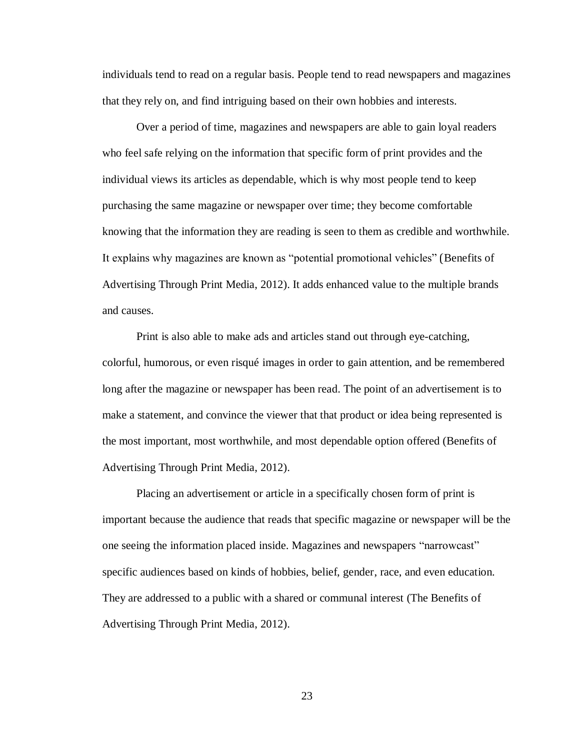individuals tend to read on a regular basis. People tend to read newspapers and magazines that they rely on, and find intriguing based on their own hobbies and interests.

Over a period of time, magazines and newspapers are able to gain loyal readers who feel safe relying on the information that specific form of print provides and the individual views its articles as dependable, which is why most people tend to keep purchasing the same magazine or newspaper over time; they become comfortable knowing that the information they are reading is seen to them as credible and worthwhile. It explains why magazines are known as "potential promotional vehicles" (Benefits of Advertising Through Print Media, 2012). It adds enhanced value to the multiple brands and causes.

Print is also able to make ads and articles stand out through eye-catching, colorful, humorous, or even risqué images in order to gain attention, and be remembered long after the magazine or newspaper has been read. The point of an advertisement is to make a statement, and convince the viewer that that product or idea being represented is the most important, most worthwhile, and most dependable option offered (Benefits of Advertising Through Print Media, 2012).

Placing an advertisement or article in a specifically chosen form of print is important because the audience that reads that specific magazine or newspaper will be the one seeing the information placed inside. Magazines and newspapers "narrowcast" specific audiences based on kinds of hobbies, belief, gender, race, and even education. They are addressed to a public with a shared or communal interest (The Benefits of Advertising Through Print Media, 2012).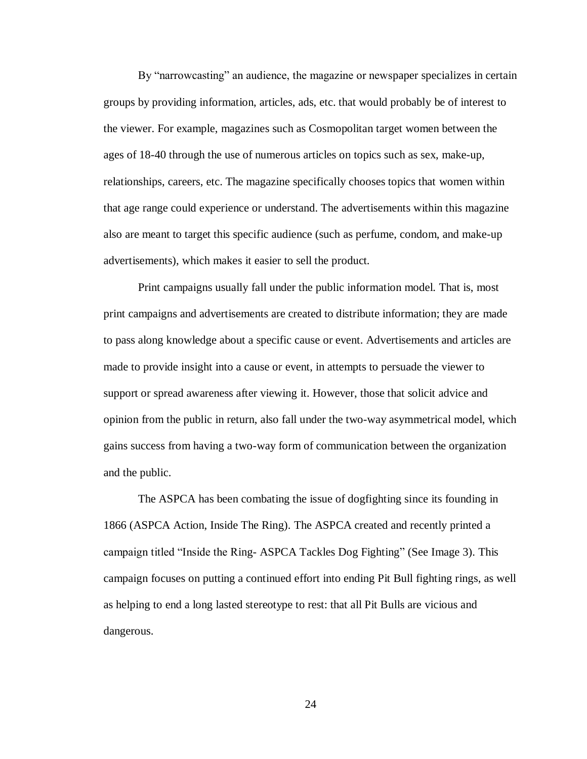By “narrowcasting” an audience, the magazine or newspaper specializes in certain groups by providing information, articles, ads, etc. that would probably be of interest to the viewer. For example, magazines such as Cosmopolitan target women between the ages of 18-40 through the use of numerous articles on topics such as sex, make-up, relationships, careers, etc. The magazine specifically chooses topics that women within that age range could experience or understand. The advertisements within this magazine also are meant to target this specific audience (such as perfume, condom, and make-up advertisements), which makes it easier to sell the product.

Print campaigns usually fall under the public information model. That is, most print campaigns and advertisements are created to distribute information; they are made to pass along knowledge about a specific cause or event. Advertisements and articles are made to provide insight into a cause or event, in attempts to persuade the viewer to support or spread awareness after viewing it. However, those that solicit advice and opinion from the public in return, also fall under the two-way asymmetrical model, which gains success from having a two-way form of communication between the organization and the public.

The ASPCA has been combating the issue of dogfighting since its founding in 1866 (ASPCA Action, Inside The Ring). The ASPCA created and recently printed a campaign titled “Inside the Ring- ASPCA Tackles Dog Fighting” (See Image 3). This campaign focuses on putting a continued effort into ending Pit Bull fighting rings, as well as helping to end a long lasted stereotype to rest: that all Pit Bulls are vicious and dangerous.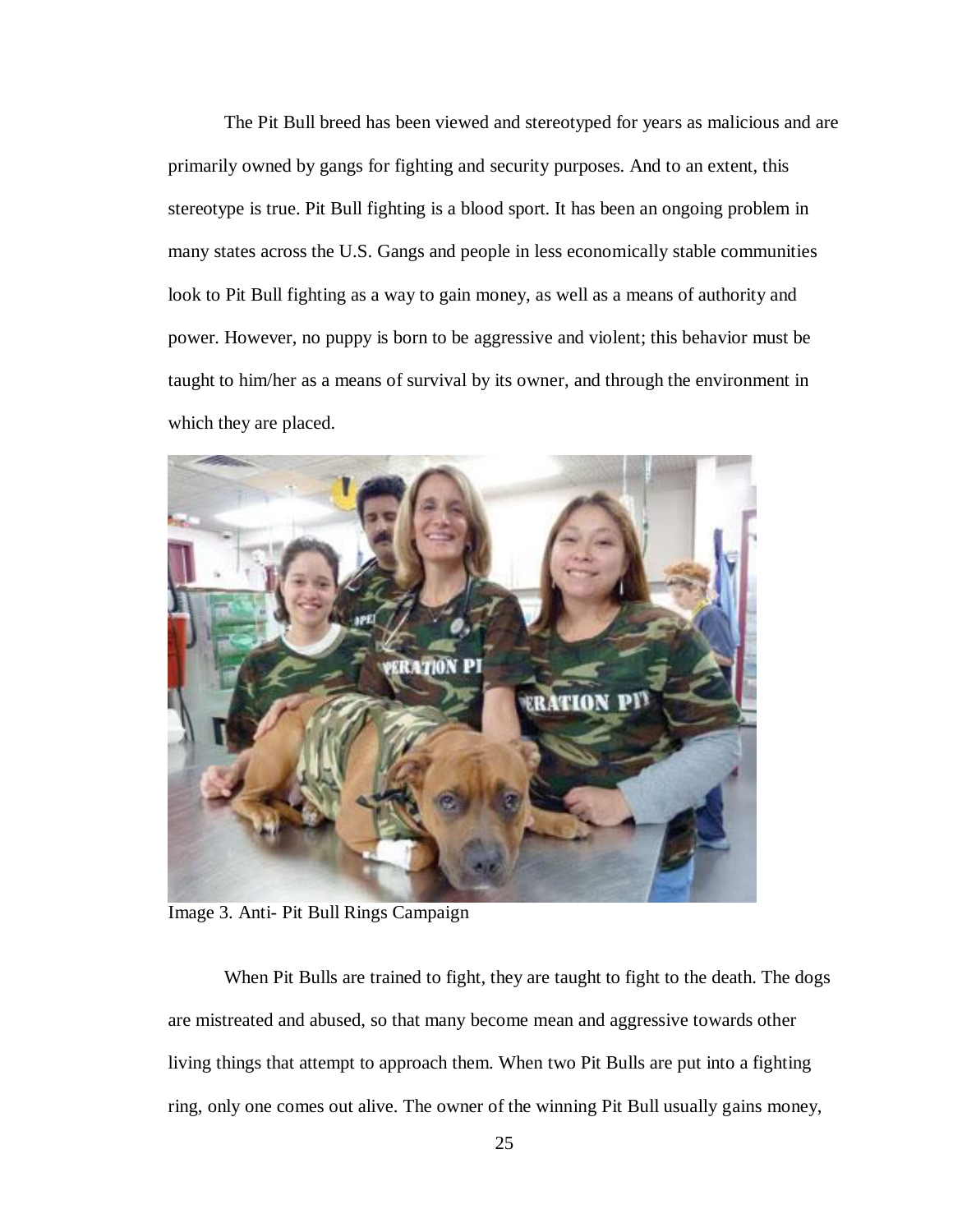The Pit Bull breed has been viewed and stereotyped for years as malicious and are primarily owned by gangs for fighting and security purposes. And to an extent, this stereotype is true. Pit Bull fighting is a blood sport. It has been an ongoing problem in many states across the U.S. Gangs and people in less economically stable communities look to Pit Bull fighting as a way to gain money, as well as a means of authority and power. However, no puppy is born to be aggressive and violent; this behavior must be taught to him/her as a means of survival by its owner, and through the environment in which they are placed.

Image 3. Anti- Pit Bull Rings Campaign

When Pit Bulls are trained to fight, they are taught to fight to the death. The dogs are mistreated and abused, so that many become mean and aggressive towards other living things that attempt to approach them. When two Pit Bulls are put into a fighting ring, only one comes out alive. The owner of the winning Pit Bull usually gains money,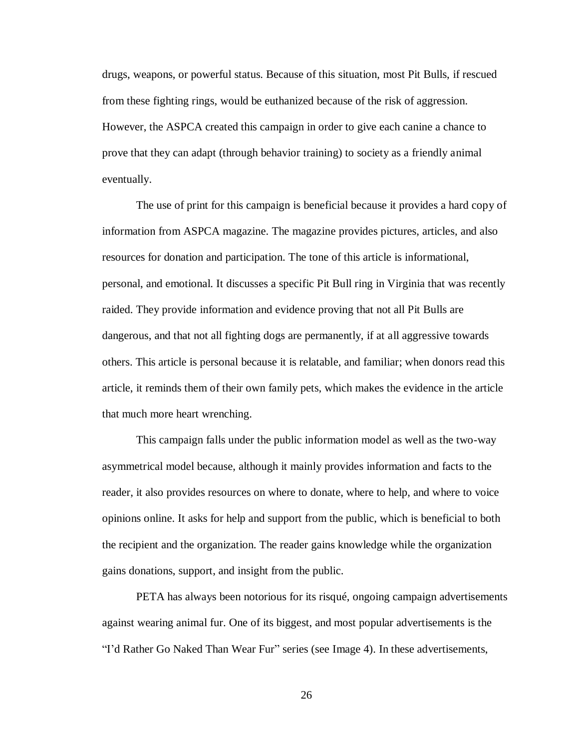drugs, weapons, or powerful status. Because of this situation, most Pit Bulls, if rescued from these fighting rings, would be euthanized because of the risk of aggression. However, the ASPCA created this campaign in order to give each canine a chance to prove that they can adapt (through behavior training) to society as a friendly animal eventually.

The use of print for this campaign is beneficial because it provides a hard copy of information from ASPCA magazine. The magazine provides pictures, articles, and also resources for donation and participation. The tone of this article is informational, personal, and emotional. It discusses a specific Pit Bull ring in Virginia that was recently raided. They provide information and evidence proving that not all Pit Bulls are dangerous, and that not all fighting dogs are permanently, if at all aggressive towards others. This article is personal because it is relatable, and familiar; when donors read this article, it reminds them of their own family pets, which makes the evidence in the article that much more heart wrenching.

This campaign falls under the public information model as well as the two-way asymmetrical model because, although it mainly provides information and facts to the reader, it also provides resources on where to donate, where to help, and where to voice opinions online. It asks for help and support from the public, which is beneficial to both the recipient and the organization. The reader gains knowledge while the organization gains donations, support, and insight from the public.

PETA has always been notorious for its risqué, ongoing campaign advertisements against wearing animal fur. One of its biggest, and most popular advertisements is the "I'd Rather Go Naked Than Wear Fur" series (see Image 4). In these advertisements,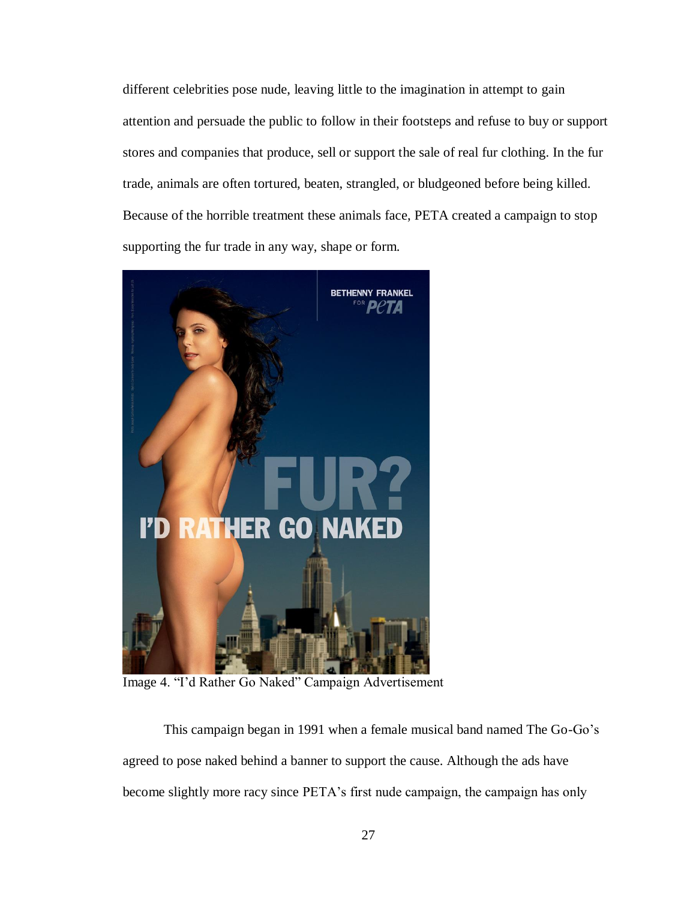different celebrities pose nude, leaving little to the imagination in attempt to gain attention and persuade the public to follow in their footsteps and refuse to buy or support stores and companies that produce, sell or support the sale of real fur clothing. In the fur trade, animals are often tortured, beaten, strangled, or bludgeoned before being killed. Because of the horrible treatment these animals face, PETA created a campaign to stop supporting the fur trade in any way, shape or form.

Image 4. “I'd Rather Go Naked” Campaign Advertisement

This campaign began in 1991 when a female musical band named The Go-Go's agreed to pose naked behind a banner to support the cause. Although the ads have become slightly more racy since PETA's first nude campaign, the campaign has only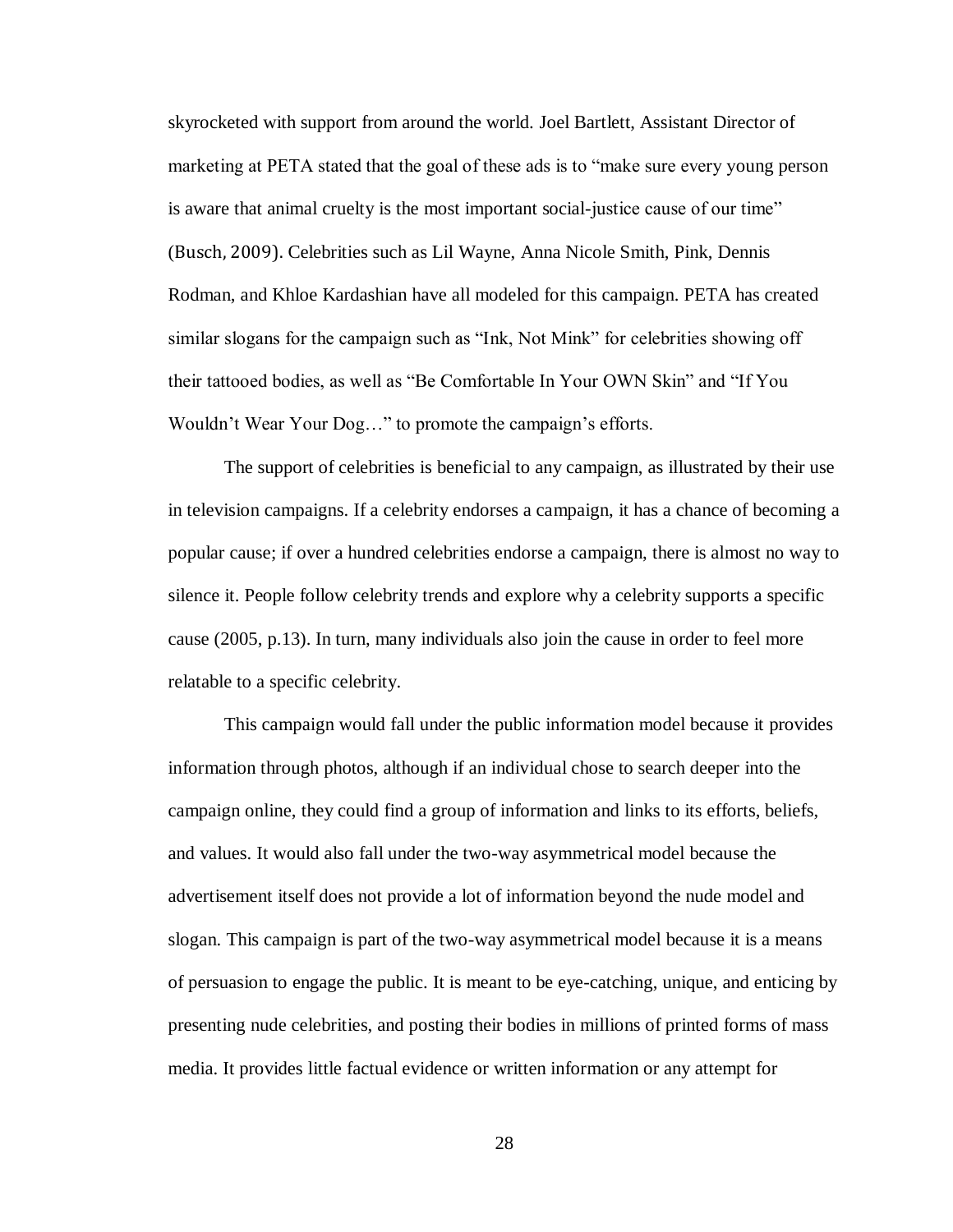skyrocketed with support from around the world. Joel Bartlett, Assistant Director of marketing at PETA stated that the goal of these ads is to "make sure every young person is aware that animal cruelty is the most important social-justice cause of our time" (Busch, 2009). Celebrities such as Lil Wayne, Anna Nicole Smith, Pink, Dennis Rodman, and Khloe Kardashian have all modeled for this campaign. PETA has created similar slogans for the campaign such as "Ink, Not Mink" for celebrities showing off their tattooed bodies, as well as "Be Comfortable In Your OWN Skin" and "If You Wouldn't Wear Your Dog…" to promote the campaign's efforts.

The support of celebrities is beneficial to any campaign, as illustrated by their use in television campaigns. If a celebrity endorses a campaign, it has a chance of becoming a popular cause; if over a hundred celebrities endorse a campaign, there is almost no way to silence it. People follow celebrity trends and explore why a celebrity supports a specific cause (2005, p.13). In turn, many individuals also join the cause in order to feel more relatable to a specific celebrity.

This campaign would fall under the public information model because it provides information through photos, although if an individual chose to search deeper into the campaign online, they could find a group of information and links to its efforts, beliefs, and values. It would also fall under the two-way asymmetrical model because the advertisement itself does not provide a lot of information beyond the nude model and slogan. This campaign is part of the two-way asymmetrical model because it is a means of persuasion to engage the public. It is meant to be eye-catching, unique, and enticing by presenting nude celebrities, and posting their bodies in millions of printed forms of mass media. It provides little factual evidence or written information or any attempt for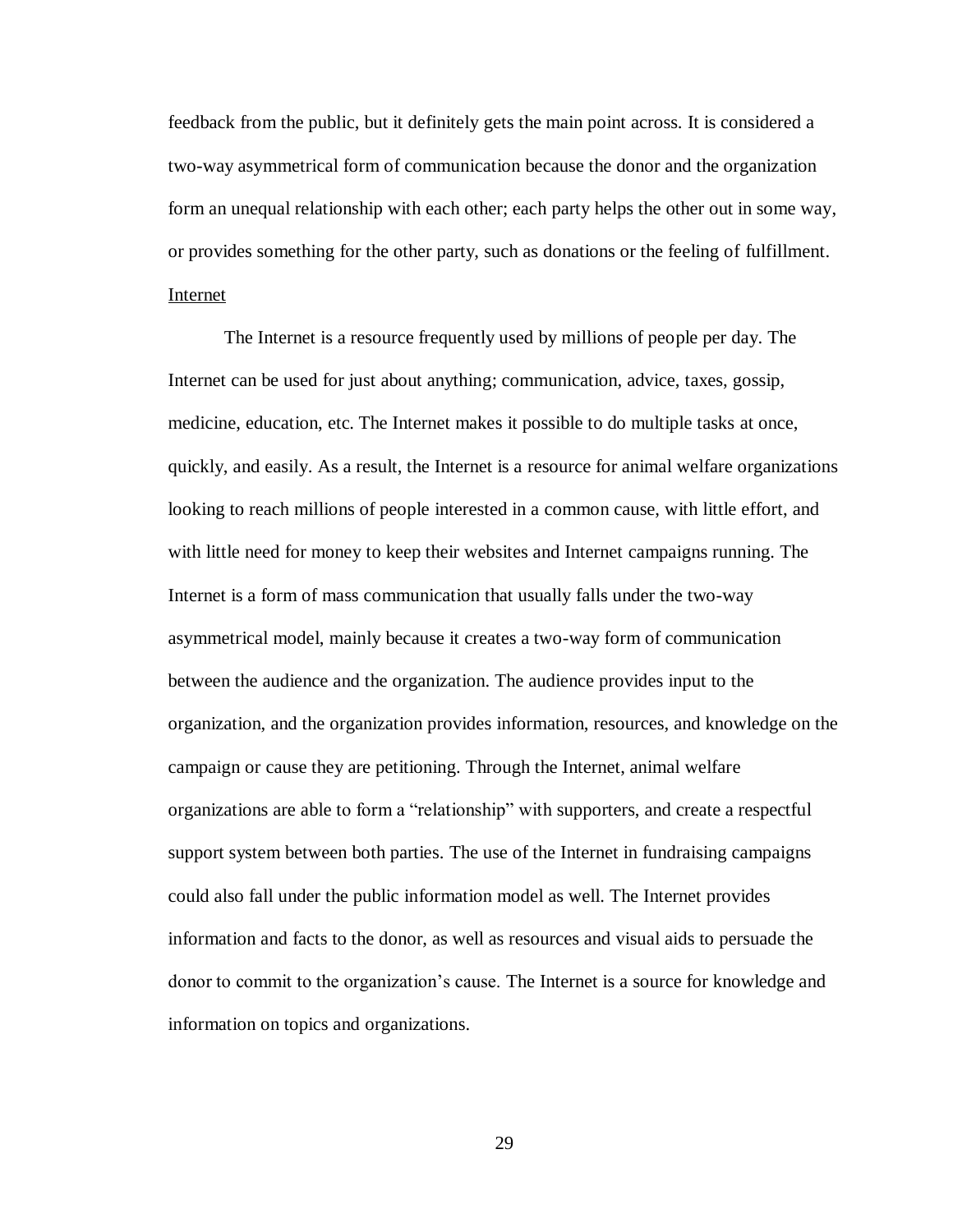feedback from the public, but it definitely gets the main point across. It is considered a two-way asymmetrical form of communication because the donor and the organization form an unequal relationship with each other; each party helps the other out in some way, or provides something for the other party, such as donations or the feeling of fulfillment.

### Internet

The Internet is a resource frequently used by millions of people per day. The Internet can be used for just about anything; communication, advice, taxes, gossip, medicine, education, etc. The Internet makes it possible to do multiple tasks at once, quickly, and easily. As a result, the Internet is a resource for animal welfare organizations looking to reach millions of people interested in a common cause, with little effort, and with little need for money to keep their websites and Internet campaigns running. The Internet is a form of mass communication that usually falls under the two-way asymmetrical model, mainly because it creates a two-way form of communication between the audience and the organization. The audience provides input to the organization, and the organization provides information, resources, and knowledge on the campaign or cause they are petitioning. Through the Internet, animal welfare organizations are able to form a "relationship" with supporters, and create a respectful support system between both parties. The use of the Internet in fundraising campaigns could also fall under the public information model as well. The Internet provides information and facts to the donor, as well as resources and visual aids to persuade the donor to commit to the organization's cause. The Internet is a source for knowledge and information on topics and organizations.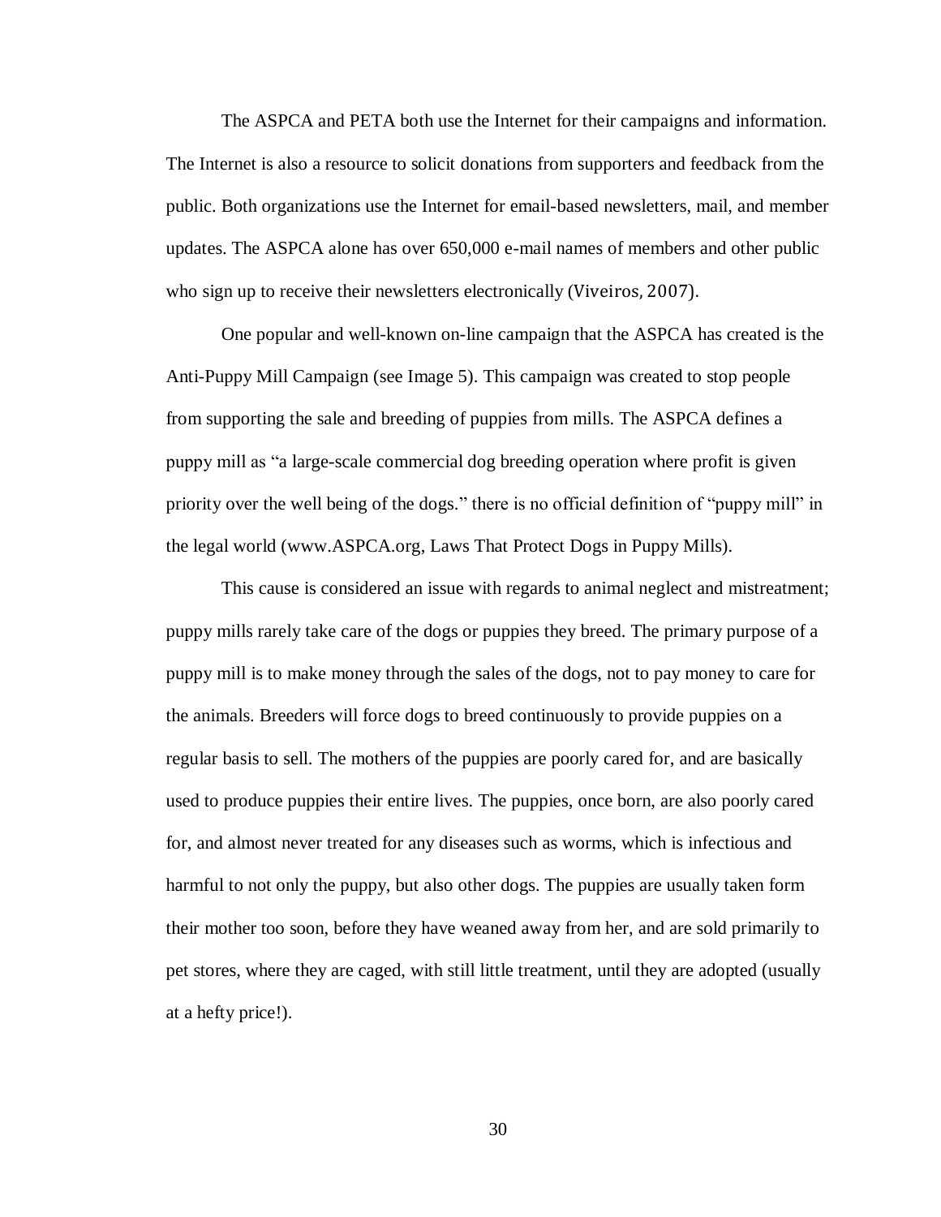The ASPCA and PETA both use the Internet for their campaigns and information. The Internet is also a resource to solicit donations from supporters and feedback from the public. Both organizations use the Internet for email-based newsletters, mail, and member updates. The ASPCA alone has over 650,000 e-mail names of members and other public who sign up to receive their newsletters electronically (Viveiros, 2007).

One popular and well-known on-line campaign that the ASPCA has created is the Anti-Puppy Mill Campaign (see Image 5). This campaign was created to stop people from supporting the sale and breeding of puppies from mills. The ASPCA defines a puppy mill as "a large-scale commercial dog breeding operation where profit is given priority over the well being of the dogs." there is no official definition of "puppy mill" in the legal world (www.ASPCA.org, Laws That Protect Dogs in Puppy Mills).

This cause is considered an issue with regards to animal neglect and mistreatment; puppy mills rarely take care of the dogs or puppies they breed. The primary purpose of a puppy mill is to make money through the sales of the dogs, not to pay money to care for the animals. Breeders will force dogs to breed continuously to provide puppies on a regular basis to sell. The mothers of the puppies are poorly cared for, and are basically used to produce puppies their entire lives. The puppies, once born, are also poorly cared for, and almost never treated for any diseases such as worms, which is infectious and harmful to not only the puppy, but also other dogs. The puppies are usually taken form their mother too soon, before they have weaned away from her, and are sold primarily to pet stores, where they are caged, with still little treatment, until they are adopted (usually at a hefty price!).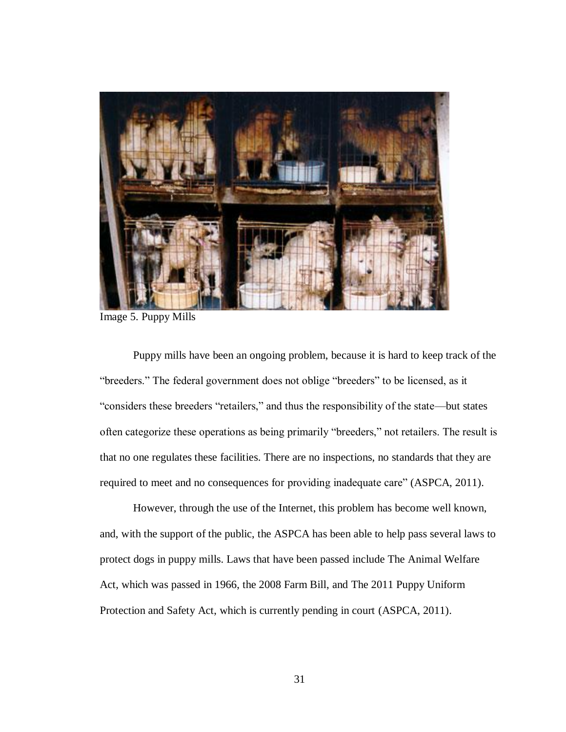Image 5. Puppy Mills

Puppy mills have been an ongoing problem, because it is hard to keep track of the "breeders." The federal government does not oblige "breeders" to be licensed, as it "considers these breeders "retailers," and thus the responsibility of the state—but states often categorize these operations as being primarily "breeders," not retailers. The result is that no one regulates these facilities. There are no inspections, no standards that they are required to meet and no consequences for providing inadequate care" (ASPCA, 2011).

However, through the use of the Internet, this problem has become well known, and, with the support of the public, the ASPCA has been able to help pass several laws to protect dogs in puppy mills. Laws that have been passed include The Animal Welfare Act, which was passed in 1966, the 2008 Farm Bill, and The 2011 Puppy Uniform Protection and Safety Act, which is currently pending in court (ASPCA, 2011).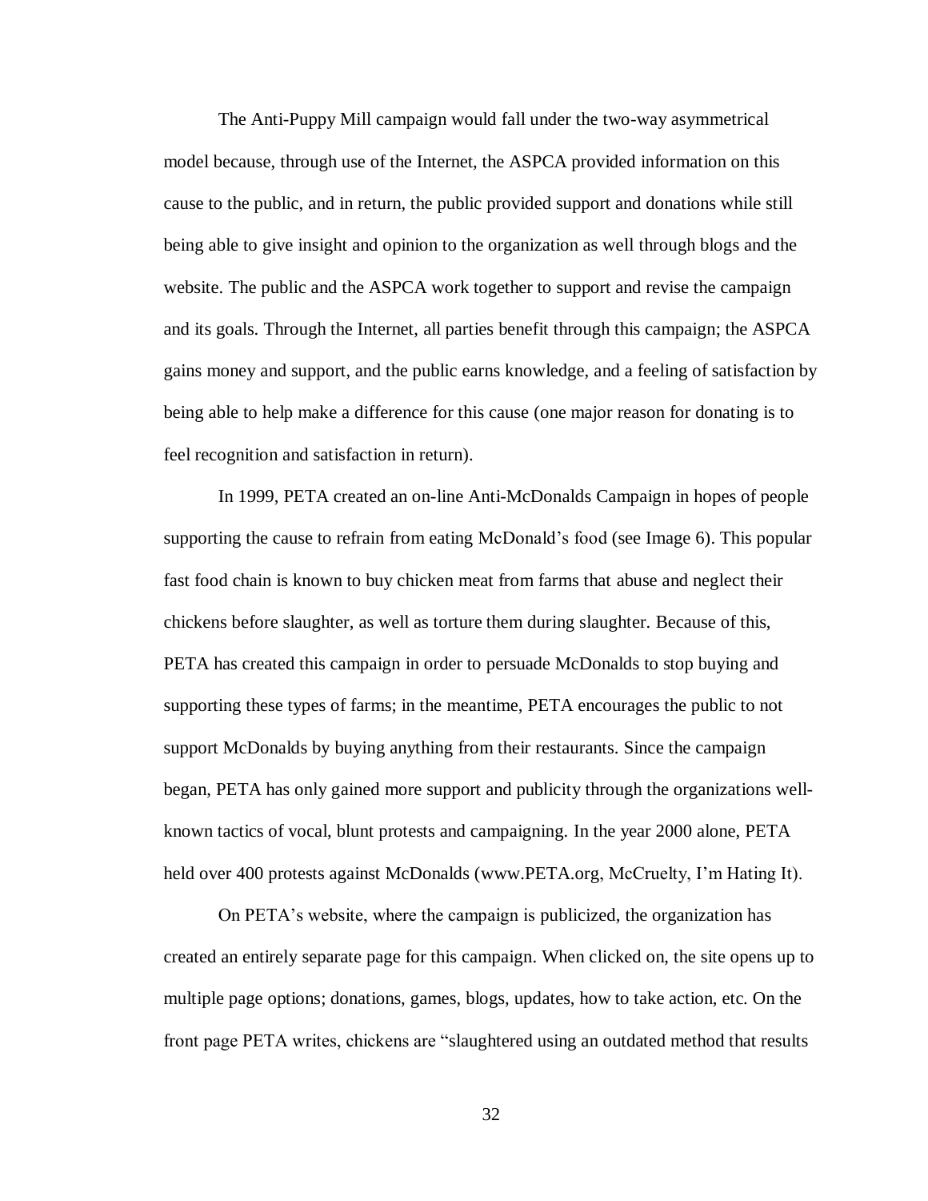The Anti-Puppy Mill campaign would fall under the two-way asymmetrical model because, through use of the Internet, the ASPCA provided information on this cause to the public, and in return, the public provided support and donations while still being able to give insight and opinion to the organization as well through blogs and the website. The public and the ASPCA work together to support and revise the campaign and its goals. Through the Internet, all parties benefit through this campaign; the ASPCA gains money and support, and the public earns knowledge, and a feeling of satisfaction by being able to help make a difference for this cause (one major reason for donating is to feel recognition and satisfaction in return).

In 1999, PETA created an on-line Anti-McDonalds Campaign in hopes of people supporting the cause to refrain from eating McDonald's food (see Image 6). This popular fast food chain is known to buy chicken meat from farms that abuse and neglect their chickens before slaughter, as well as torture them during slaughter. Because of this, PETA has created this campaign in order to persuade McDonalds to stop buying and supporting these types of farms; in the meantime, PETA encourages the public to not support McDonalds by buying anything from their restaurants. Since the campaign began, PETA has only gained more support and publicity through the organizations well-known tactics of vocal, blunt protests and campaigning. In the year 2000 alone, PETA held over 400 protests against McDonalds (www.PETA.org, McCruelty, I'm Hating It).

On PETA's website, where the campaign is publicized, the organization has created an entirely separate page for this campaign. When clicked on, the site opens up to multiple page options; donations, games, blogs, updates, how to take action, etc. On the front page PETA writes, chickens are "slaughtered using an outdated method that results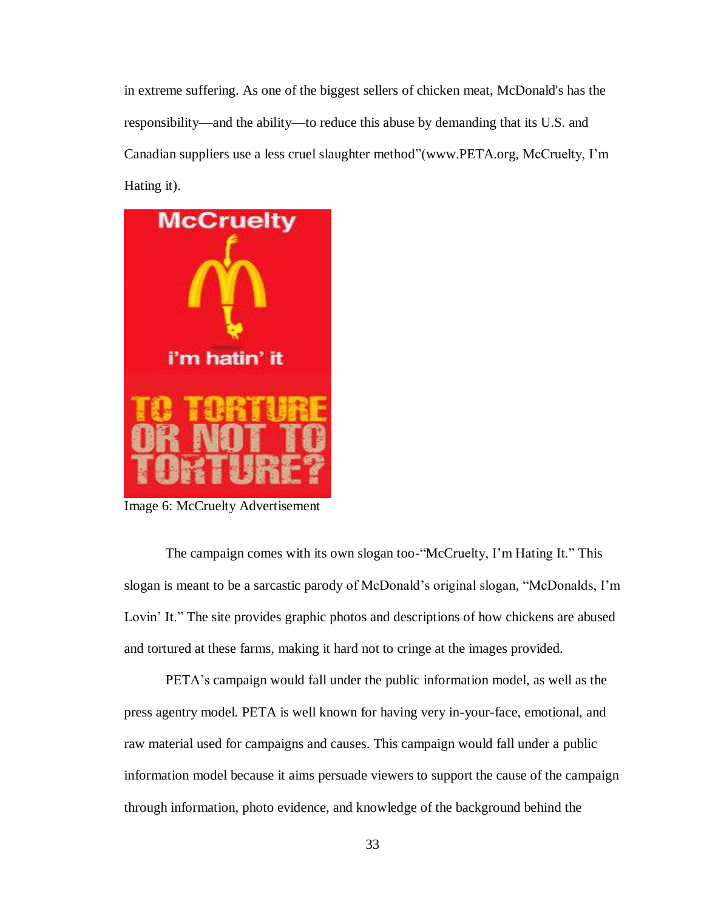in extreme suffering. As one of the biggest sellers of chicken meat, McDonald's has the responsibility—and the ability—to reduce this abuse by demanding that its U.S. and Canadian suppliers use a less cruel slaughter method"(www.PETA.org, McCruelty, I'm Hating it).

Image 6: McCruelty Advertisement

The campaign comes with its own slogan too-"McCruelty, I'm Hating It." This slogan is meant to be a sarcastic parody of McDonald's original slogan, "McDonalds, I'm Lovin' It." The site provides graphic photos and descriptions of how chickens are abused and tortured at these farms, making it hard not to cringe at the images provided.

PETA's campaign would fall under the public information model, as well as the press agentry model. PETA is well known for having very in-your-face, emotional, and raw material used for campaigns and causes. This campaign would fall under a public information model because it aims persuade viewers to support the cause of the campaign through information, photo evidence, and knowledge of the background behind the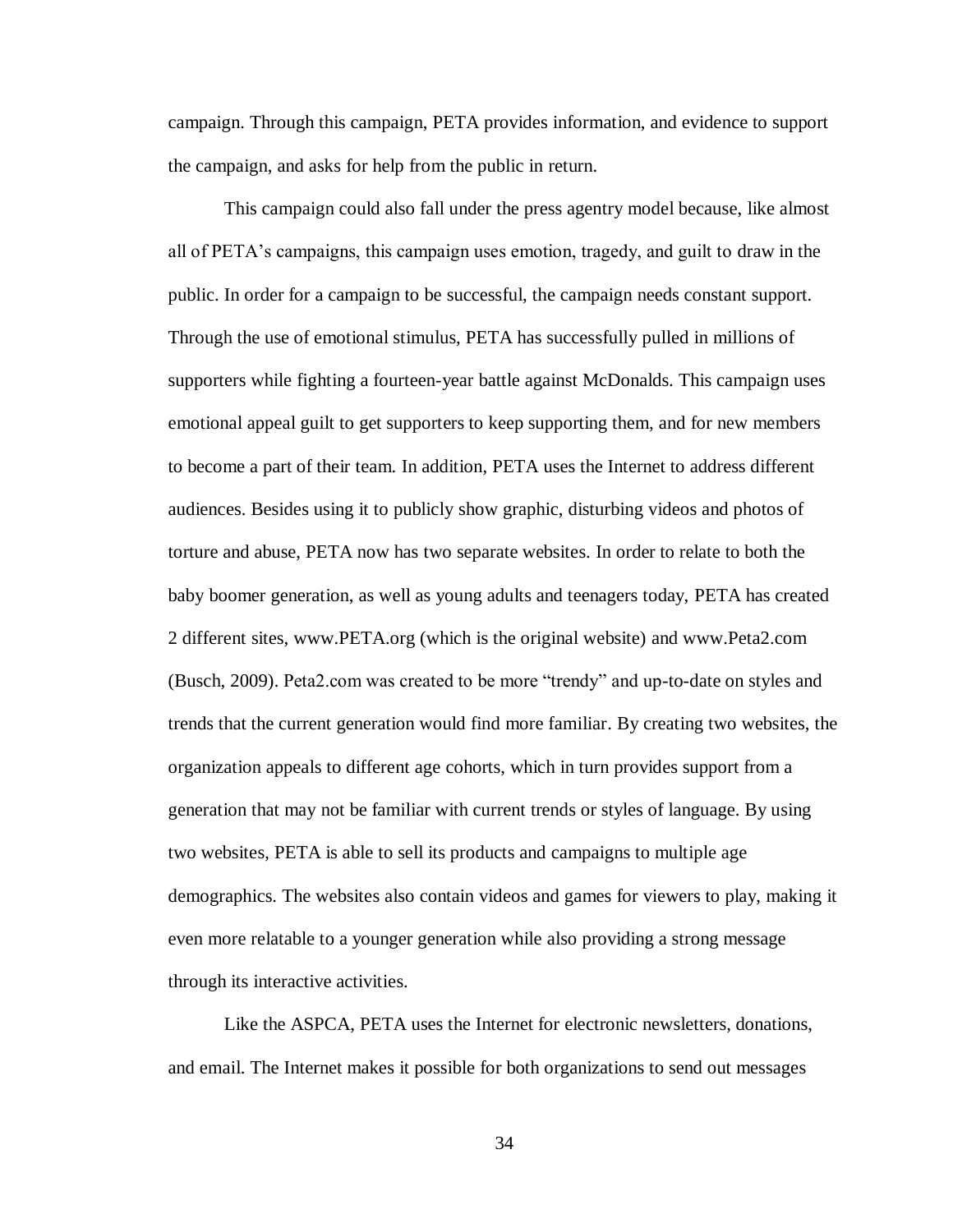campaign. Through this campaign, PETA provides information, and evidence to support the campaign, and asks for help from the public in return.

This campaign could also fall under the press agentry model because, like almost all of PETA's campaigns, this campaign uses emotion, tragedy, and guilt to draw in the public. In order for a campaign to be successful, the campaign needs constant support. Through the use of emotional stimulus, PETA has successfully pulled in millions of supporters while fighting a fourteen-year battle against McDonalds. This campaign uses emotional appeal guilt to get supporters to keep supporting them, and for new members to become a part of their team. In addition, PETA uses the Internet to address different audiences. Besides using it to publicly show graphic, disturbing videos and photos of torture and abuse, PETA now has two separate websites. In order to relate to both the baby boomer generation, as well as young adults and teenagers today, PETA has created 2 different sites, www.PETA.org (which is the original website) and www.Peta2.com (Busch, 2009). Peta2.com was created to be more "trendy" and up-to-date on styles and trends that the current generation would find more familiar. By creating two websites, the organization appeals to different age cohorts, which in turn provides support from a generation that may not be familiar with current trends or styles of language. By using two websites, PETA is able to sell its products and campaigns to multiple age demographics. The websites also contain videos and games for viewers to play, making it even more relatable to a younger generation while also providing a strong message through its interactive activities.

Like the ASPCA, PETA uses the Internet for electronic newsletters, donations, and email. The Internet makes it possible for both organizations to send out messages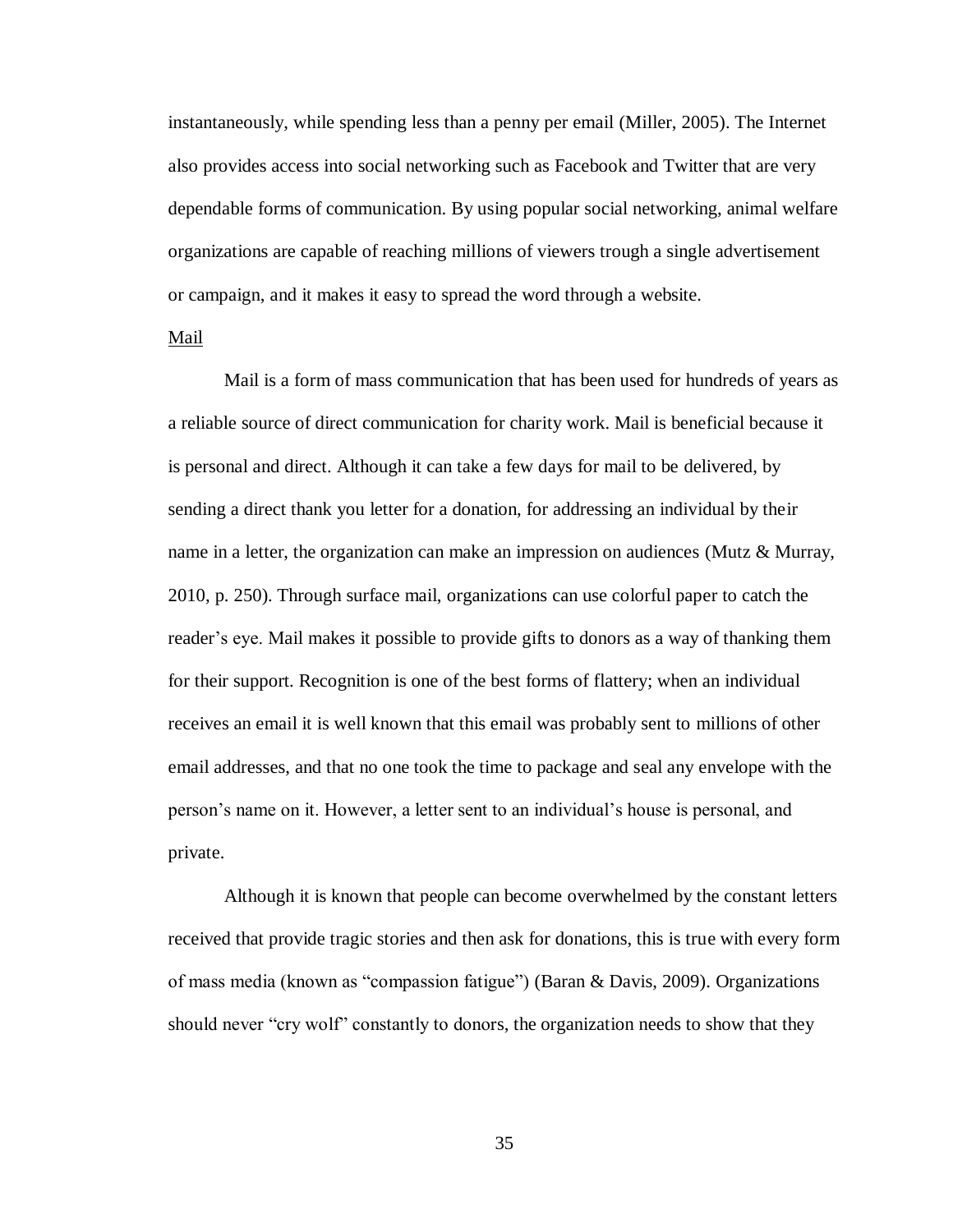instantaneously, while spending less than a penny per email (Miller, 2005). The Internet also provides access into social networking such as Facebook and Twitter that are very dependable forms of communication. By using popular social networking, animal welfare organizations are capable of reaching millions of viewers trough a single advertisement or campaign, and it makes it easy to spread the word through a website.

<u>Mail</u>

Mail is a form of mass communication that has been used for hundreds of years as a reliable source of direct communication for charity work. Mail is beneficial because it is personal and direct. Although it can take a few days for mail to be delivered, by sending a direct thank you letter for a donation, for addressing an individual by their name in a letter, the organization can make an impression on audiences (Mutz & Murray, 2010, p. 250). Through surface mail, organizations can use colorful paper to catch the reader's eye. Mail makes it possible to provide gifts to donors as a way of thanking them for their support. Recognition is one of the best forms of flattery; when an individual receives an email it is well known that this email was probably sent to millions of other email addresses, and that no one took the time to package and seal any envelope with the person's name on it. However, a letter sent to an individual's house is personal, and private.

Although it is known that people can become overwhelmed by the constant letters received that provide tragic stories and then ask for donations, this is true with every form of mass media (known as "compassion fatigue") (Baran & Davis, 2009). Organizations should never "cry wolf" constantly to donors, the organization needs to show that they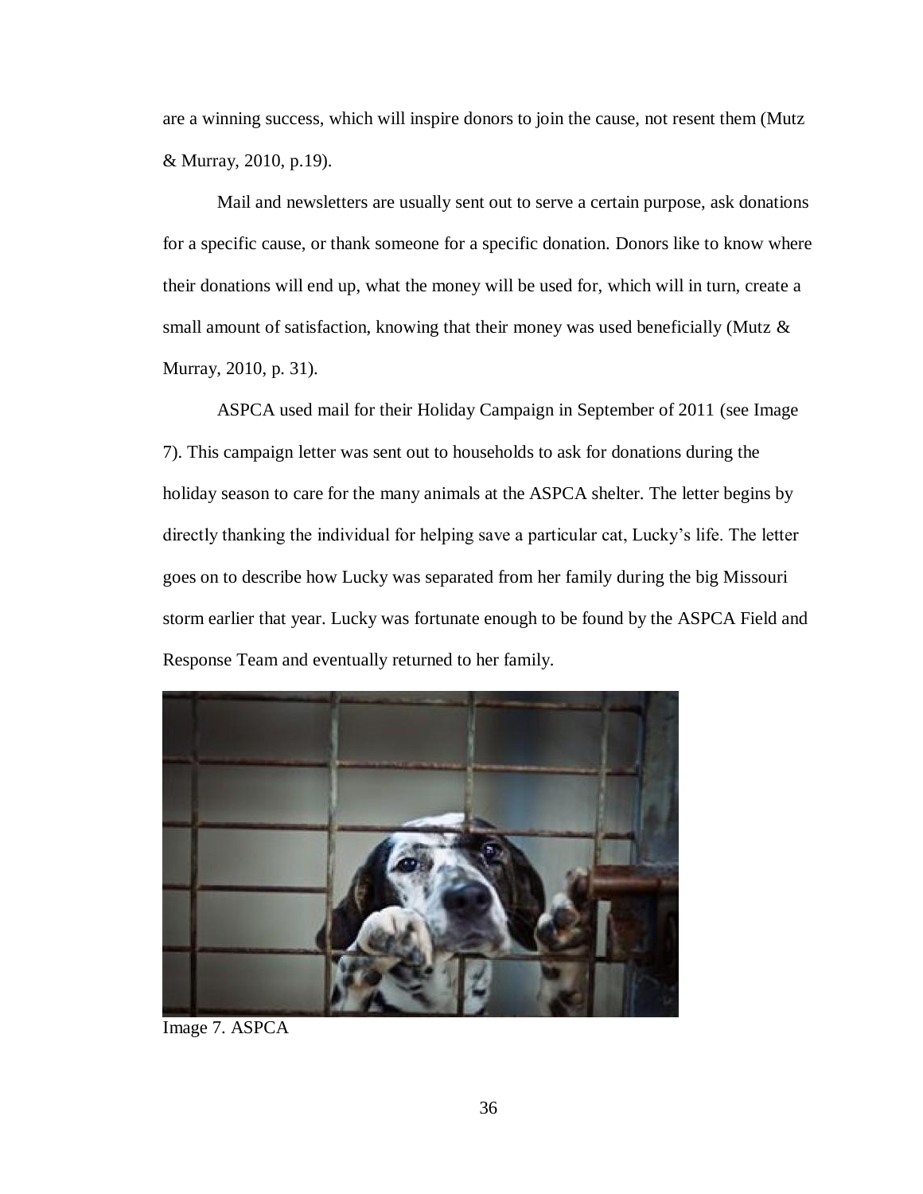are a winning success, which will inspire donors to join the cause, not resent them (Mutz & Murray, 2010, p.19).

Mail and newsletters are usually sent out to serve a certain purpose, ask donations for a specific cause, or thank someone for a specific donation. Donors like to know where their donations will end up, what the money will be used for, which will in turn, create a small amount of satisfaction, knowing that their money was used beneficially (Mutz & Murray, 2010, p. 31).

ASPCA used mail for their Holiday Campaign in September of 2011 (see Image 7). This campaign letter was sent out to households to ask for donations during the holiday season to care for the many animals at the ASPCA shelter. The letter begins by directly thanking the individual for helping save a particular cat, Lucky's life. The letter goes on to describe how Lucky was separated from her family during the big Missouri storm earlier that year. Lucky was fortunate enough to be found by the ASPCA Field and Response Team and eventually returned to her family.

Image 7. ASPCA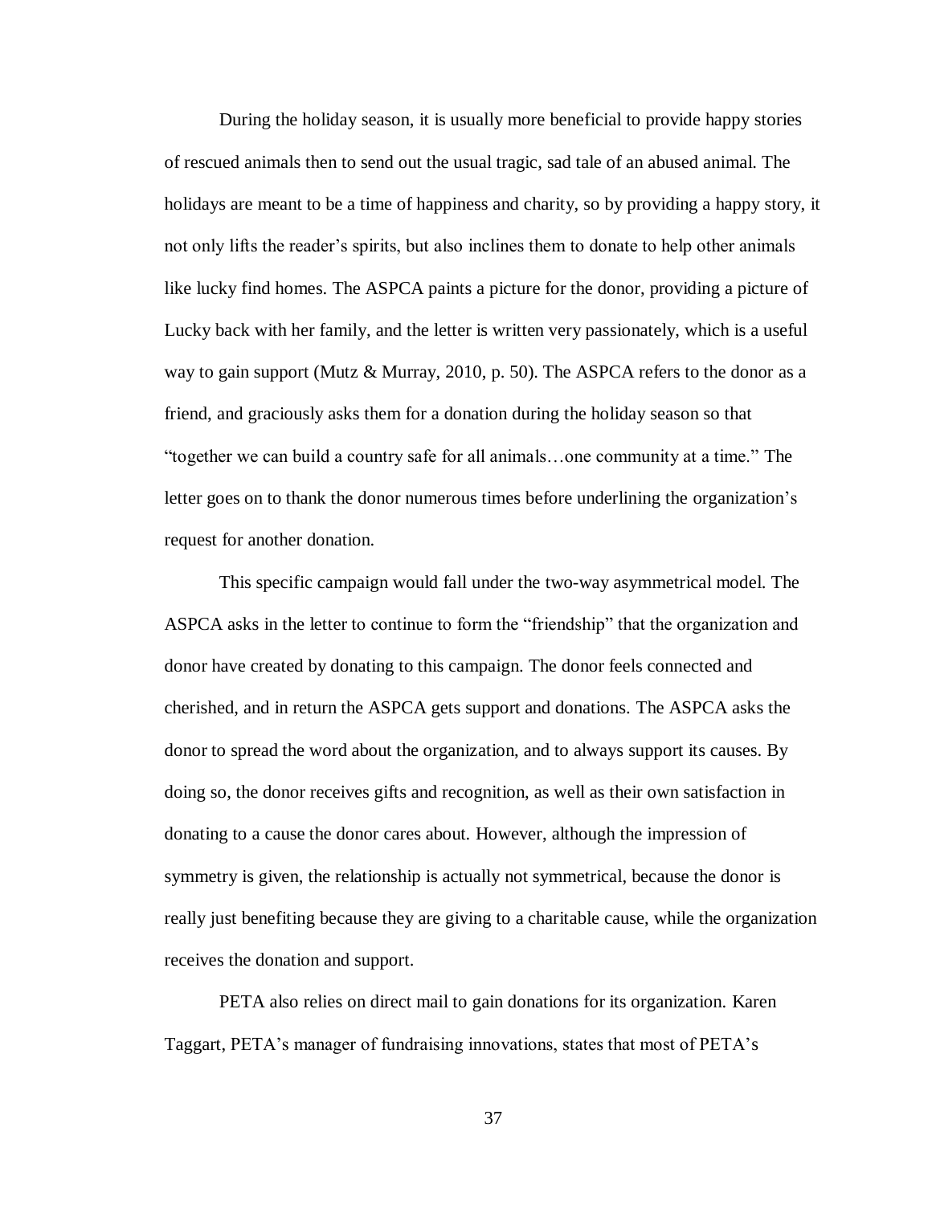During the holiday season, it is usually more beneficial to provide happy stories of rescued animals then to send out the usual tragic, sad tale of an abused animal. The holidays are meant to be a time of happiness and charity, so by providing a happy story, it not only lifts the reader's spirits, but also inclines them to donate to help other animals like lucky find homes. The ASPCA paints a picture for the donor, providing a picture of Lucky back with her family, and the letter is written very passionately, which is a useful way to gain support (Mutz & Murray, 2010, p. 50). The ASPCA refers to the donor as a friend, and graciously asks them for a donation during the holiday season so that "together we can build a country safe for all animals…one community at a time." The letter goes on to thank the donor numerous times before underlining the organization's request for another donation.

This specific campaign would fall under the two-way asymmetrical model. The ASPCA asks in the letter to continue to form the "friendship" that the organization and donor have created by donating to this campaign. The donor feels connected and cherished, and in return the ASPCA gets support and donations. The ASPCA asks the donor to spread the word about the organization, and to always support its causes. By doing so, the donor receives gifts and recognition, as well as their own satisfaction in donating to a cause the donor cares about. However, although the impression of symmetry is given, the relationship is actually not symmetrical, because the donor is really just benefiting because they are giving to a charitable cause, while the organization receives the donation and support.

PETA also relies on direct mail to gain donations for its organization. Karen Taggart, PETA's manager of fundraising innovations, states that most of PETA's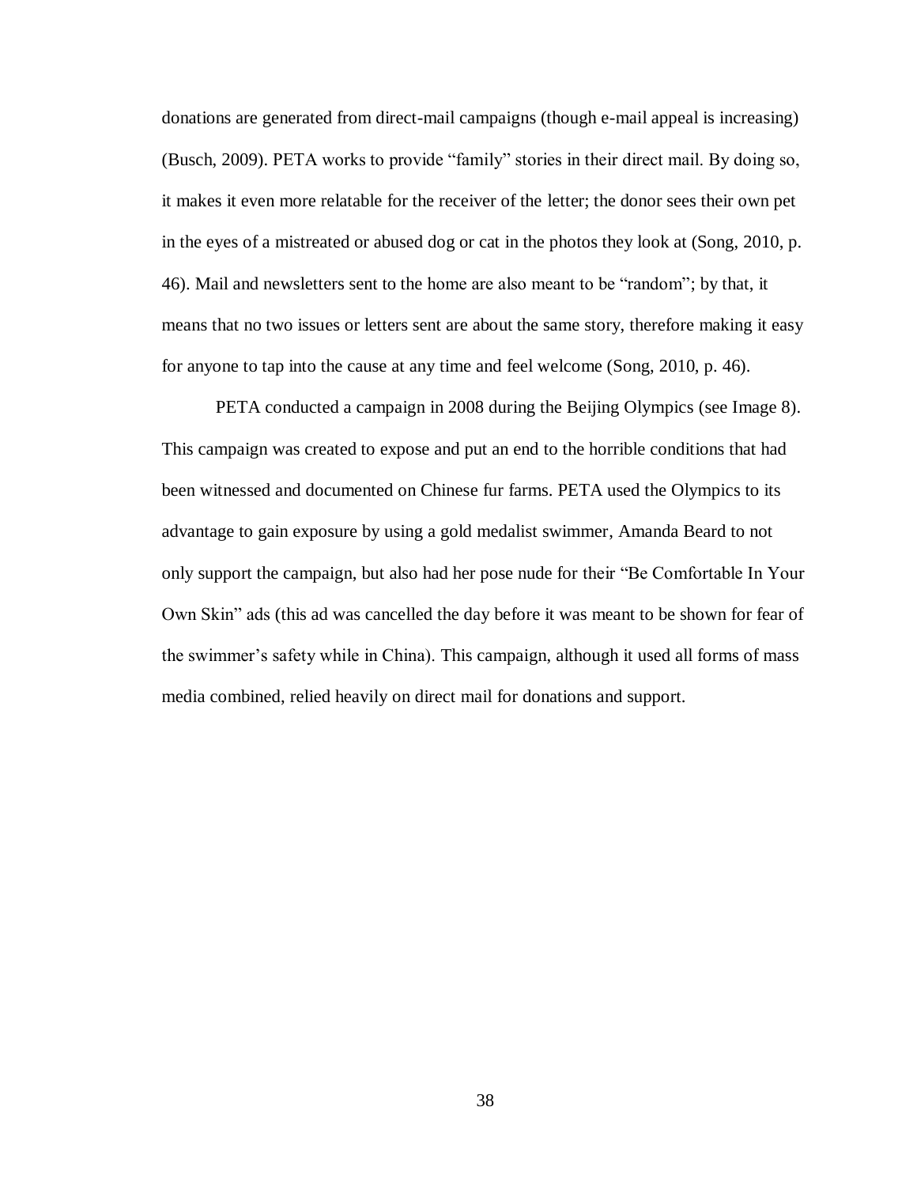donations are generated from direct-mail campaigns (though e-mail appeal is increasing) (Busch, 2009). PETA works to provide "family" stories in their direct mail. By doing so, it makes it even more relatable for the receiver of the letter; the donor sees their own pet in the eyes of a mistreated or abused dog or cat in the photos they look at (Song, 2010, p. 46). Mail and newsletters sent to the home are also meant to be "random"; by that, it means that no two issues or letters sent are about the same story, therefore making it easy for anyone to tap into the cause at any time and feel welcome (Song, 2010, p. 46).

PETA conducted a campaign in 2008 during the Beijing Olympics (see Image 8). This campaign was created to expose and put an end to the horrible conditions that had been witnessed and documented on Chinese fur farms. PETA used the Olympics to its advantage to gain exposure by using a gold medalist swimmer, Amanda Beard to not only support the campaign, but also had her pose nude for their "Be Comfortable In Your Own Skin" ads (this ad was cancelled the day before it was meant to be shown for fear of the swimmer's safety while in China). This campaign, although it used all forms of mass media combined, relied heavily on direct mail for donations and support.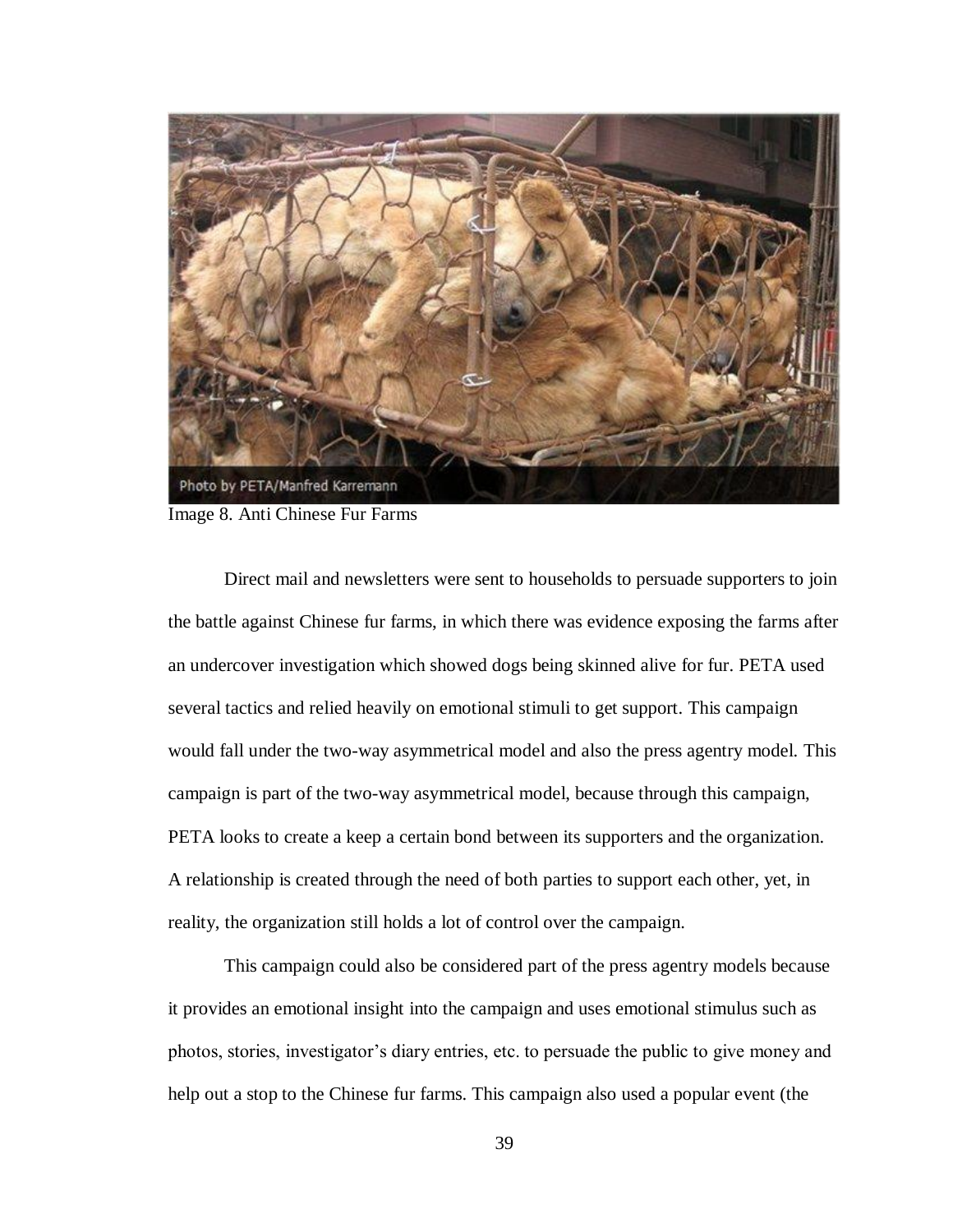Image 8. Anti Chinese Fur Farms

Direct mail and newsletters were sent to households to persuade supporters to join the battle against Chinese fur farms, in which there was evidence exposing the farms after an undercover investigation which showed dogs being skinned alive for fur. PETA used several tactics and relied heavily on emotional stimuli to get support. This campaign would fall under the two-way asymmetrical model and also the press agentry model. This campaign is part of the two-way asymmetrical model, because through this campaign, PETA looks to create a keep a certain bond between its supporters and the organization. A relationship is created through the need of both parties to support each other, yet, in reality, the organization still holds a lot of control over the campaign.

This campaign could also be considered part of the press agentry models because it provides an emotional insight into the campaign and uses emotional stimulus such as photos, stories, investigator's diary entries, etc. to persuade the public to give money and help out a stop to the Chinese fur farms. This campaign also used a popular event (the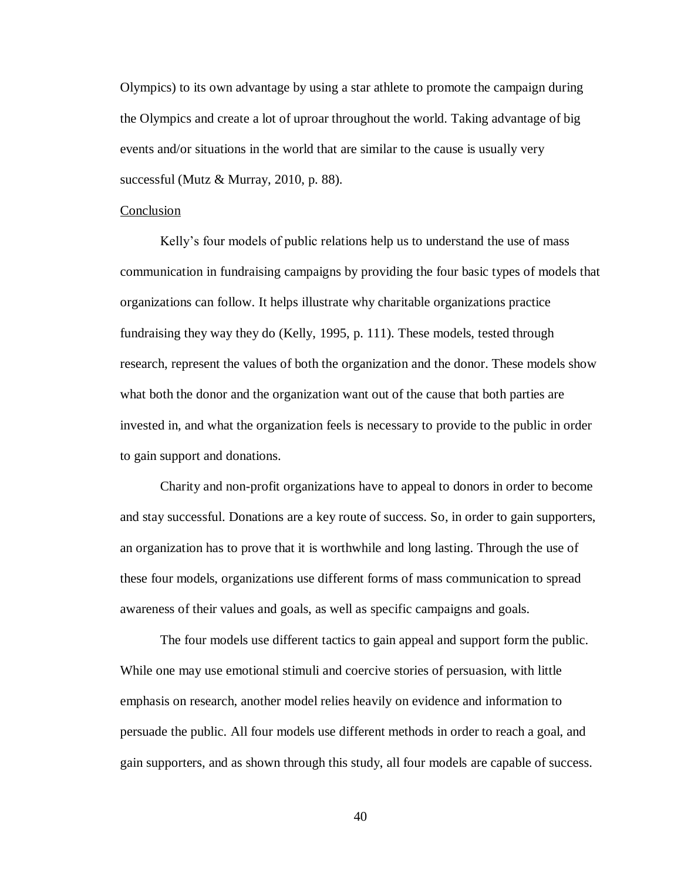Olympics) to its own advantage by using a star athlete to promote the campaign during the Olympics and create a lot of uproar throughout the world. Taking advantage of big events and/or situations in the world that are similar to the cause is usually very successful (Mutz & Murray, 2010, p. 88).

## Conclusion

Kelly's four models of public relations help us to understand the use of mass communication in fundraising campaigns by providing the four basic types of models that organizations can follow. It helps illustrate why charitable organizations practice fundraising they way they do (Kelly, 1995, p. 111). These models, tested through research, represent the values of both the organization and the donor. These models show what both the donor and the organization want out of the cause that both parties are invested in, and what the organization feels is necessary to provide to the public in order to gain support and donations.

Charity and non-profit organizations have to appeal to donors in order to become and stay successful. Donations are a key route of success. So, in order to gain supporters, an organization has to prove that it is worthwhile and long lasting. Through the use of these four models, organizations use different forms of mass communication to spread awareness of their values and goals, as well as specific campaigns and goals.

The four models use different tactics to gain appeal and support form the public. While one may use emotional stimuli and coercive stories of persuasion, with little emphasis on research, another model relies heavily on evidence and information to persuade the public. All four models use different methods in order to reach a goal, and gain supporters, and as shown through this study, all four models are capable of success.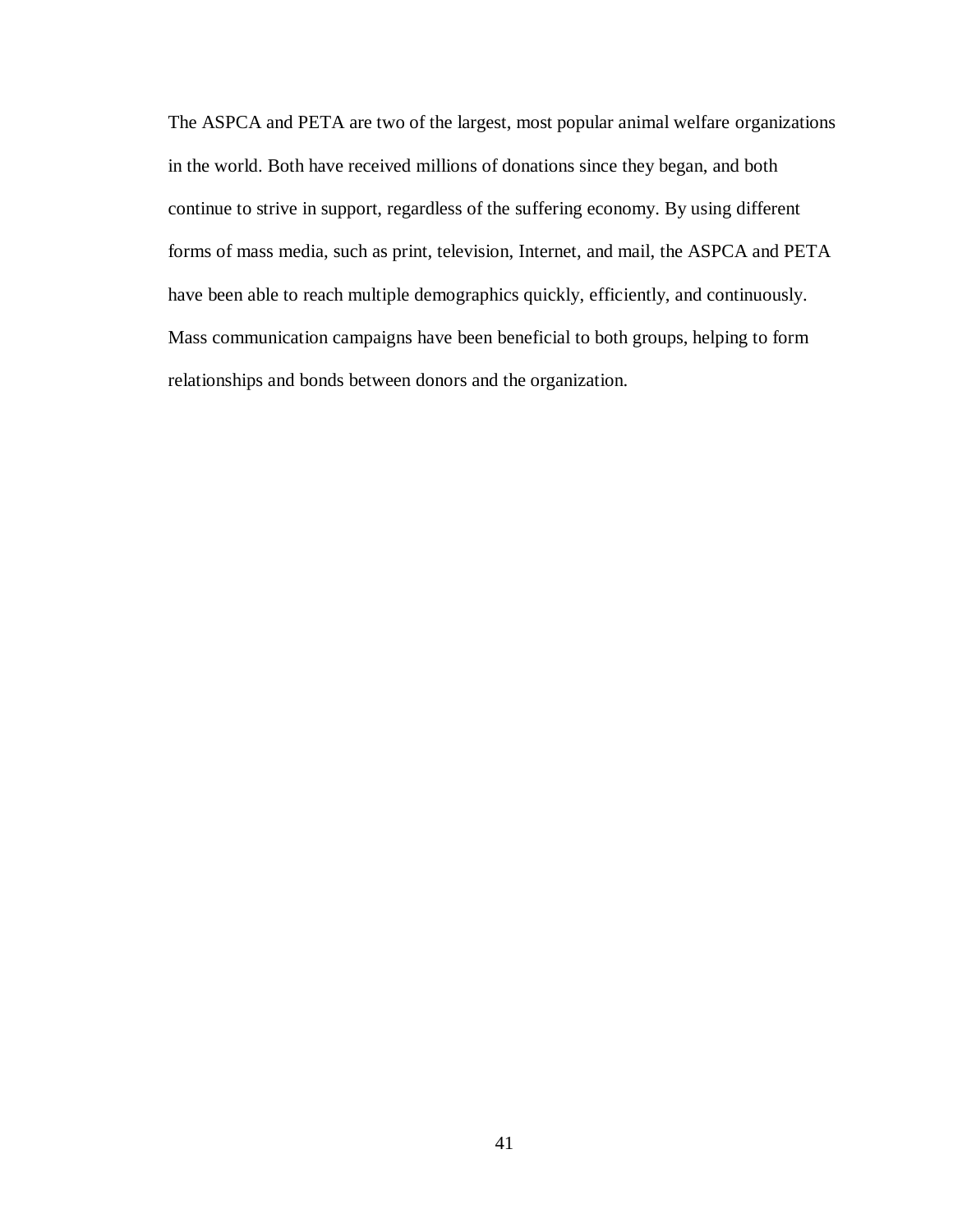The ASPCA and PETA are two of the largest, most popular animal welfare organizations in the world. Both have received millions of donations since they began, and both continue to strive in support, regardless of the suffering economy. By using different forms of mass media, such as print, television, Internet, and mail, the ASPCA and PETA have been able to reach multiple demographics quickly, efficiently, and continuously. Mass communication campaigns have been beneficial to both groups, helping to form relationships and bonds between donors and the organization.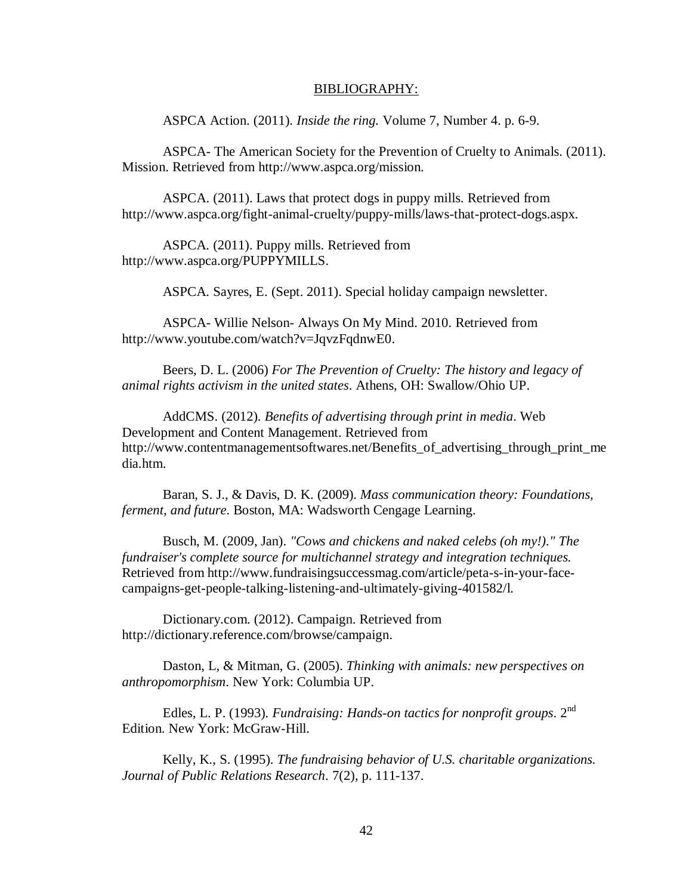BIBLIOGRAPHY:

ASPCA Action. (2011). *Inside the ring.* Volume 7, Number 4. p. 6-9.

ASPCA- The American Society for the Prevention of Cruelty to Animals. (2011). Mission. Retrieved from http://www.aspca.org/mission.

ASPCA. (2011). Laws that protect dogs in puppy mills. Retrieved from http://www.aspca.org/fight-animal-cruelty/puppy-mills/laws-that-protect-dogs.aspx.

ASPCA. (2011). Puppy mills. Retrieved from http://www.aspca.org/PUPPYMILLS.

ASPCA. Sayres, E. (Sept. 2011). Special holiday campaign newsletter.

ASPCA- Willie Nelson- Always On My Mind. 2010. Retrieved from http://www.youtube.com/watch?v=JqvzFqdnwE0.

Beers, D. L. (2006) *For The Prevention of Cruelty: The history and legacy of animal rights activism in the united states*. Athens, OH: Swallow/Ohio UP.

AddCMS. (2012). *Benefits of advertising through print in media*. Web Development and Content Management. Retrieved from http://www.contentmanagementsoftwares.net/Benefits_of_advertising_through_print_media.htm.

Baran, S. J., & Davis, D. K. (2009). *Mass communication theory: Foundations, ferment, and future*. Boston, MA: Wadsworth Cengage Learning.

Busch, M. (2009, Jan). *"Cows and chickens and naked celebs (oh my!)." The fundraiser's complete source for multichannel strategy and integration techniques.* Retrieved from http://www.fundraisingsuccessmag.com/article/peta-s-in-your-face-campaigns-get-people-talking-listening-and-ultimately-giving-401582/l.

Dictionary.com. (2012). Campaign. Retrieved from http://dictionary.reference.com/browse/campaign.

Daston, L, & Mitman, G. (2005). *Thinking with animals: new perspectives on anthropomorphism*. New York: Columbia UP.

Edles, L. P. (1993). *Fundraising: Hands-on tactics for nonprofit groups*. 2nd Edition. New York: McGraw-Hill.

Kelly, K., S. (1995). *The fundraising behavior of U.S. charitable organizations. Journal of Public Relations Research*. 7(2), p. 111-137.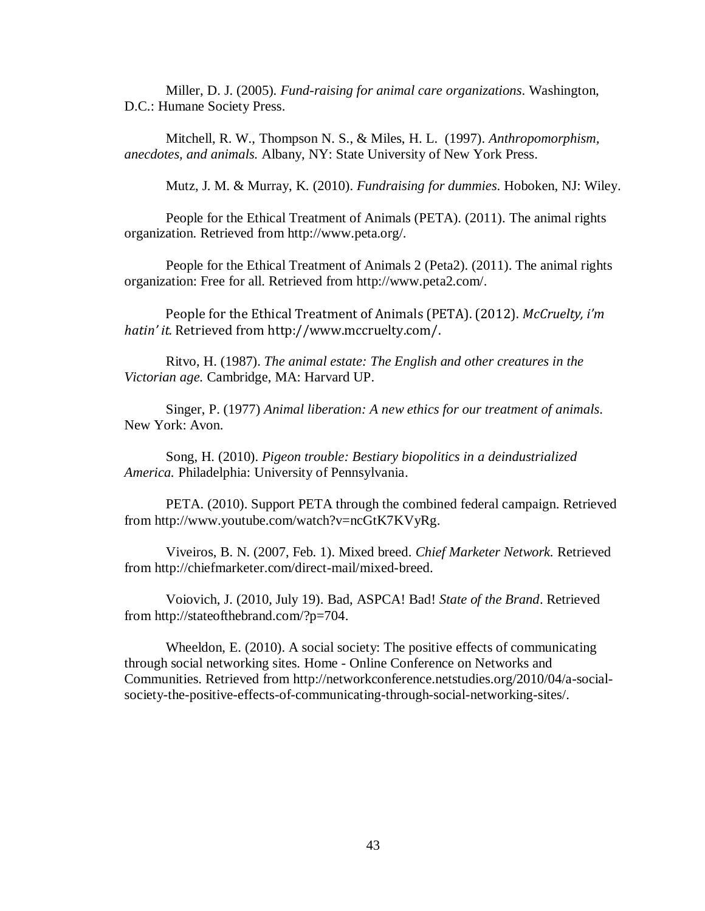Miller, D. J. (2005). *Fund-raising for animal care organizations*. Washington, D.C.: Humane Society Press.

Mitchell, R. W., Thompson N. S., & Miles, H. L. (1997). *Anthropomorphism, anecdotes, and animals.* Albany, NY: State University of New York Press.

Mutz, J. M. & Murray, K. (2010). *Fundraising for dummies*. Hoboken, NJ: Wiley.

People for the Ethical Treatment of Animals (PETA). (2011). The animal rights organization. Retrieved from http://www.peta.org/.

People for the Ethical Treatment of Animals 2 (Peta2). (2011). The animal rights organization: Free for all. Retrieved from http://www.peta2.com/.

People for the Ethical Treatment of Animals (PETA). (2012). *McCruelty, i'm hatin' it*. Retrieved from http://www.mccruelty.com/.

Ritvo, H. (1987). *The animal estate: The English and other creatures in the Victorian age.* Cambridge, MA: Harvard UP.

Singer, P. (1977) *Animal liberation: A new ethics for our treatment of animals*. New York: Avon.

Song, H. (2010). *Pigeon trouble: Bestiary biopolitics in a deindustrialized America.* Philadelphia: University of Pennsylvania.

PETA. (2010). Support PETA through the combined federal campaign. Retrieved from http://www.youtube.com/watch?v=ncGtK7KVyRg.

Viveiros, B. N. (2007, Feb. 1). Mixed breed. *Chief Marketer Network.* Retrieved from http://chiefmarketer.com/direct-mail/mixed-breed.

Voiovich, J. (2010, July 19). Bad, ASPCA! Bad! *State of the Brand*. Retrieved from http://stateofthebrand.com/?p=704.

Wheeldon, E. (2010). A social society: The positive effects of communicating through social networking sites. Home - Online Conference on Networks and Communities. Retrieved from http://networkconference.netstudies.org/2010/04/a-social-society-the-positive-effects-of-communicating-through-social-networking-sites/.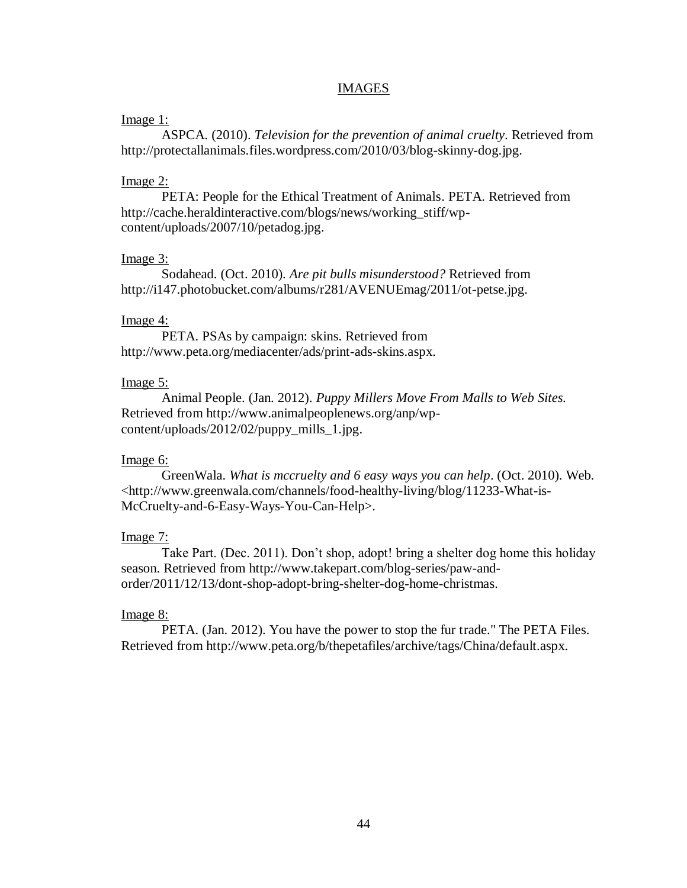# IMAGES

Image 1:

ASPCA. (2010). *Television for the prevention of animal cruelty*. Retrieved from http://protectallanimals.files.wordpress.com/2010/03/blog-skinny-dog.jpg.

Image 2:

PETA: People for the Ethical Treatment of Animals. PETA. Retrieved from http://cache.heraldinteractive.com/blogs/news/working_stiff/wp-content/uploads/2007/10/petadog.jpg.

Image 3:

Sodahead. (Oct. 2010). *Are pit bulls misunderstood?* Retrieved from http://i147.photobucket.com/albums/r281/AVENUEmag/2011/ot-petse.jpg.

Image 4:

PETA. PSAs by campaign: skins. Retrieved from http://www.peta.org/mediacenter/ads/print-ads-skins.aspx.

Image 5:

Animal People. (Jan. 2012). *Puppy Millers Move From Malls to Web Sites.* Retrieved from http://www.animalpeoplenews.org/anp/wp-content/uploads/2012/02/puppy_mills_1.jpg.

Image 6:

GreenWala. *What is mccruelty and 6 easy ways you can help*. (Oct. 2010). Web. <http://www.greenwala.com/channels/food-healthy-living/blog/11233-What-is-McCruelty-and-6-Easy-Ways-You-Can-Help>.

Image 7:

Take Part. (Dec. 2011). Don't shop, adopt! bring a shelter dog home this holiday season. Retrieved from http://www.takepart.com/blog-series/paw-and-order/2011/12/13/dont-shop-adopt-bring-shelter-dog-home-christmas.

Image 8:

PETA. (Jan. 2012). You have the power to stop the fur trade." The PETA Files. Retrieved from http://www.peta.org/b/thepetafiles/archive/tags/China/default.aspx.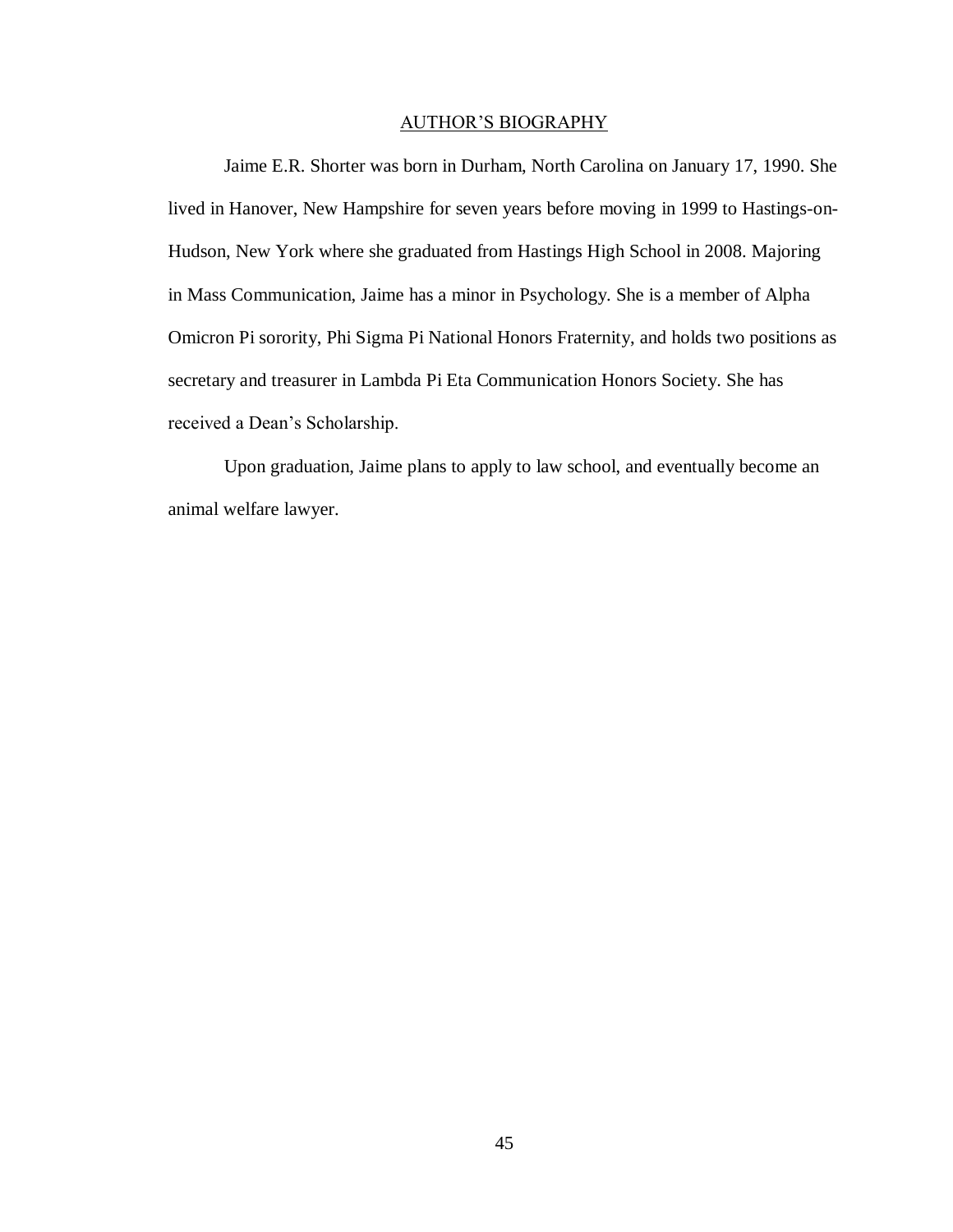## AUTHOR'S BIOGRAPHY

Jaime E.R. Shorter was born in Durham, North Carolina on January 17, 1990. She lived in Hanover, New Hampshire for seven years before moving in 1999 to Hastings-on-Hudson, New York where she graduated from Hastings High School in 2008. Majoring in Mass Communication, Jaime has a minor in Psychology. She is a member of Alpha Omicron Pi sorority, Phi Sigma Pi National Honors Fraternity, and holds two positions as secretary and treasurer in Lambda Pi Eta Communication Honors Society. She has received a Dean's Scholarship.

Upon graduation, Jaime plans to apply to law school, and eventually become an animal welfare lawyer.